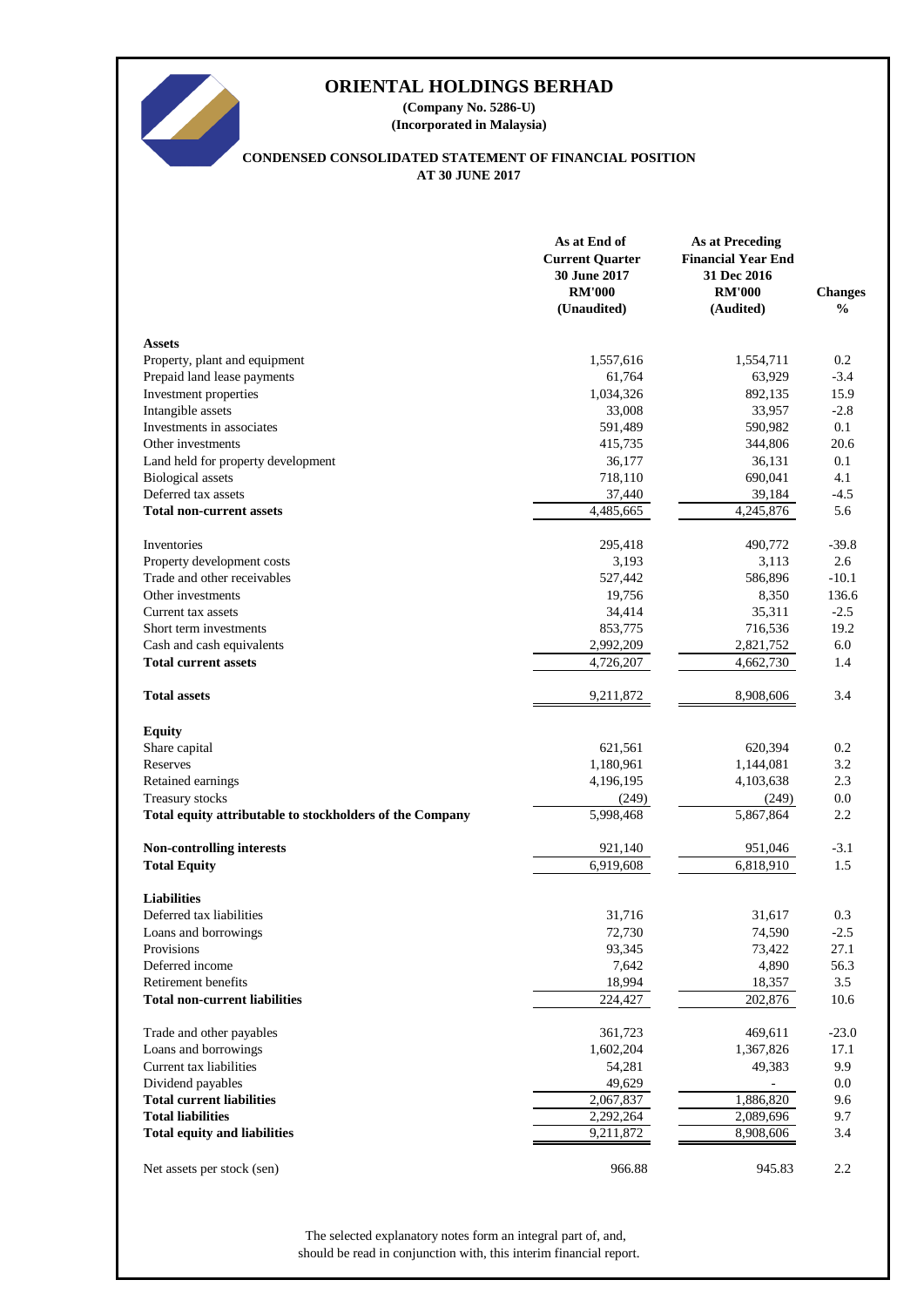# ORIENTAL HOLDINGS BERHAD

**(Company No. 5286-U)**
**(Incorporated in Malaysia)**

## CONDENSED CONSOLIDATED STATEMENT OF FINANCIAL POSITION
## AT 30 JUNE 2017

| | As at End of Current Quarter 30 June 2017 RM'000 (Unaudited) | As at Preceding Financial Year End 31 Dec 2016 RM'000 (Audited) | Changes % |
|---|---|---|---|
| **Assets** | | | |
| Property, plant and equipment | 1,557,616 | 1,554,711 | 0.2 |
| Prepaid land lease payments | 61,764 | 63,929 | -3.4 |
| Investment properties | 1,034,326 | 892,135 | 15.9 |
| Intangible assets | 33,008 | 33,957 | -2.8 |
| Investments in associates | 591,489 | 590,982 | 0.1 |
| Other investments | 415,735 | 344,806 | 20.6 |
| Land held for property development | 36,177 | 36,131 | 0.1 |
| Biological assets | 718,110 | 690,041 | 4.1 |
| Deferred tax assets | 37,440 | 39,184 | -4.5 |
| **Total non-current assets** | 4,485,665 | 4,245,876 | 5.6 |
| | | | |
| Inventories | 295,418 | 490,772 | -39.8 |
| Property development costs | 3,193 | 3,113 | 2.6 |
| Trade and other receivables | 527,442 | 586,896 | -10.1 |
| Other investments | 19,756 | 8,350 | 136.6 |
| Current tax assets | 34,414 | 35,311 | -2.5 |
| Short term investments | 853,775 | 716,536 | 19.2 |
| Cash and cash equivalents | 2,992,209 | 2,821,752 | 6.0 |
| **Total current assets** | 4,726,207 | 4,662,730 | 1.4 |
| | | | |
| **Total assets** | 9,211,872 | 8,908,606 | 3.4 |
| | | | |
| **Equity** | | | |
| Share capital | 621,561 | 620,394 | 0.2 |
| Reserves | 1,180,961 | 1,144,081 | 3.2 |
| Retained earnings | 4,196,195 | 4,103,638 | 2.3 |
| Treasury stocks | (249) | (249) | 0.0 |
| **Total equity attributable to stockholders of the Company** | 5,998,468 | 5,867,864 | 2.2 |
| | | | |
| **Non-controlling interests** | 921,140 | 951,046 | -3.1 |
| **Total Equity** | 6,919,608 | 6,818,910 | 1.5 |
| | | | |
| **Liabilities** | | | |
| Deferred tax liabilities | 31,716 | 31,617 | 0.3 |
| Loans and borrowings | 72,730 | 74,590 | -2.5 |
| Provisions | 93,345 | 73,422 | 27.1 |
| Deferred income | 7,642 | 4,890 | 56.3 |
| Retirement benefits | 18,994 | 18,357 | 3.5 |
| **Total non-current liabilities** | 224,427 | 202,876 | 10.6 |
| | | | |
| Trade and other payables | 361,723 | 469,611 | -23.0 |
| Loans and borrowings | 1,602,204 | 1,367,826 | 17.1 |
| Current tax liabilities | 54,281 | 49,383 | 9.9 |
| Dividend payables | 49,629 | - | 0.0 |
| **Total current liabilities** | 2,067,837 | 1,886,820 | 9.6 |
| **Total liabilities** | 2,292,264 | 2,089,696 | 9.7 |
| **Total equity and liabilities** | 9,211,872 | 8,908,606 | 3.4 |
| | | | |
| Net assets per stock (sen) | 966.88 | 945.83 | 2.2 |

The selected explanatory notes form an integral part of, and, should be read in conjunction with, this interim financial report.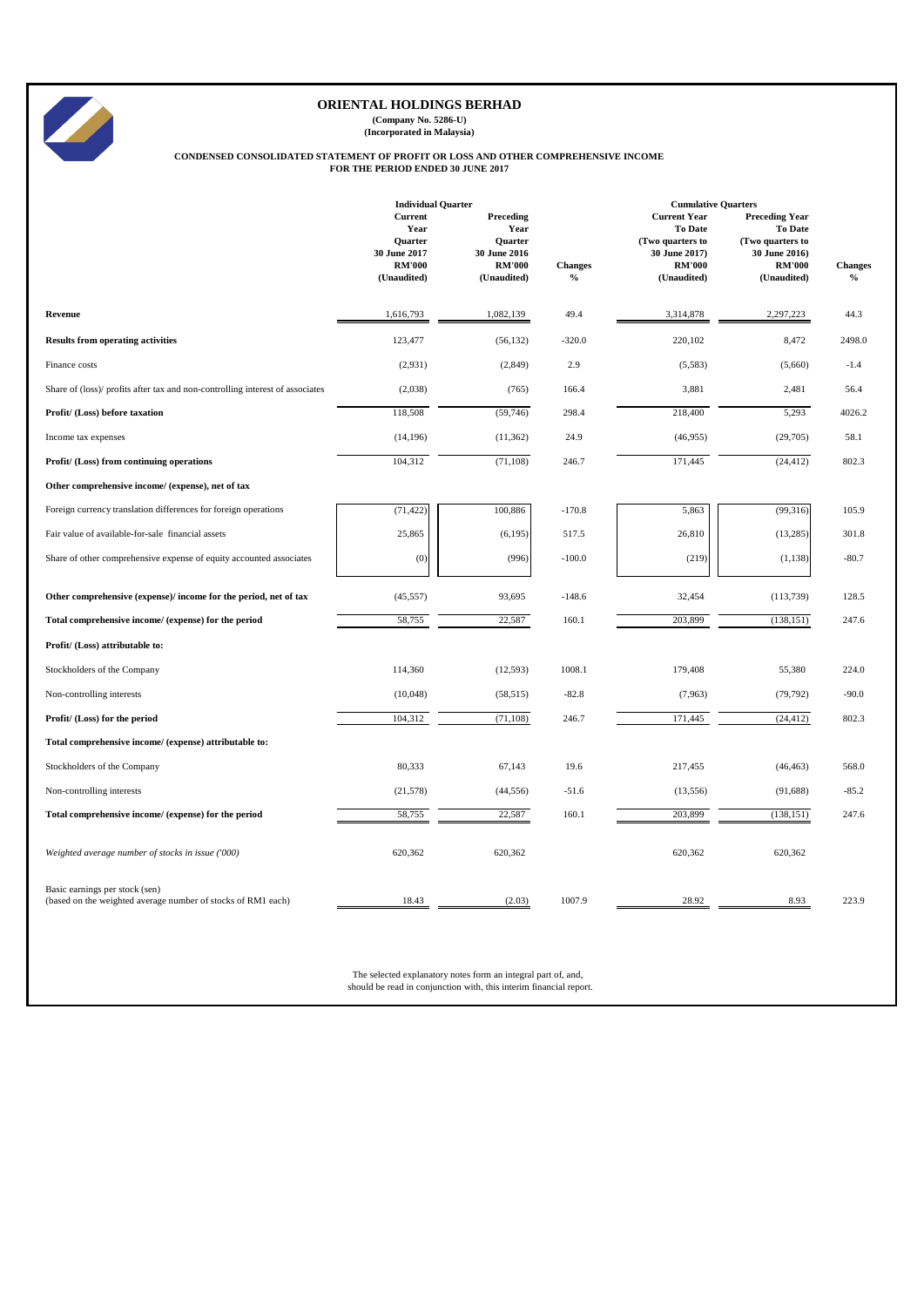# ORIENTAL HOLDINGS BERHAD

**(Company No. 5286-U)**
**(Incorporated in Malaysia)**

**CONDENSED CONSOLIDATED STATEMENT OF PROFIT OR LOSS AND OTHER COMPREHENSIVE INCOME**
**FOR THE PERIOD ENDED 30 JUNE 2017**

| | Individual Quarter | | | Cumulative Quarters | | |
|---|---|---|---|---|---|---|
| | Current Year Quarter 30 June 2017 RM'000 (Unaudited) | Preceding Year Quarter 30 June 2016 RM'000 (Unaudited) | Changes % | Current Year To Date (Two quarters to 30 June 2017) RM'000 (Unaudited) | Preceding Year To Date (Two quarters to 30 June 2016) RM'000 (Unaudited) | Changes % |
| **Revenue** | 1,616,793 | 1,082,139 | 49.4 | 3,314,878 | 2,297,223 | 44.3 |
| **Results from operating activities** | 123,477 | (56,132) | -320.0 | 220,102 | 8,472 | 2498.0 |
| Finance costs | (2,931) | (2,849) | 2.9 | (5,583) | (5,660) | -1.4 |
| Share of (loss)/ profits after tax and non-controlling interest of associates | (2,038) | (765) | 166.4 | 3,881 | 2,481 | 56.4 |
| **Profit/ (Loss) before taxation** | 118,508 | (59,746) | 298.4 | 218,400 | 5,293 | 4026.2 |
| Income tax expenses | (14,196) | (11,362) | 24.9 | (46,955) | (29,705) | 58.1 |
| **Profit/ (Loss) from continuing operations** | 104,312 | (71,108) | 246.7 | 171,445 | (24,412) | 802.3 |
| **Other comprehensive income/ (expense), net of tax** | | | | | | |
| Foreign currency translation differences for foreign operations | (71,422) | 100,886 | -170.8 | 5,863 | (99,316) | 105.9 |
| Fair value of available-for-sale financial assets | 25,865 | (6,195) | 517.5 | 26,810 | (13,285) | 301.8 |
| Share of other comprehensive expense of equity accounted associates | (0) | (996) | -100.0 | (219) | (1,138) | -80.7 |
| **Other comprehensive (expense)/ income for the period, net of tax** | (45,557) | 93,695 | -148.6 | 32,454 | (113,739) | 128.5 |
| **Total comprehensive income/ (expense) for the period** | 58,755 | 22,587 | 160.1 | 203,899 | (138,151) | 247.6 |
| **Profit/ (Loss) attributable to:** | | | | | | |
| Stockholders of the Company | 114,360 | (12,593) | 1008.1 | 179,408 | 55,380 | 224.0 |
| Non-controlling interests | (10,048) | (58,515) | -82.8 | (7,963) | (79,792) | -90.0 |
| **Profit/ (Loss) for the period** | 104,312 | (71,108) | 246.7 | 171,445 | (24,412) | 802.3 |
| **Total comprehensive income/ (expense) attributable to:** | | | | | | |
| Stockholders of the Company | 80,333 | 67,143 | 19.6 | 217,455 | (46,463) | 568.0 |
| Non-controlling interests | (21,578) | (44,556) | -51.6 | (13,556) | (91,688) | -85.2 |
| **Total comprehensive income/ (expense) for the period** | 58,755 | 22,587 | 160.1 | 203,899 | (138,151) | 247.6 |
| *Weighted average number of stocks in issue ('000)* | 620,362 | 620,362 | | 620,362 | 620,362 | |
| Basic earnings per stock (sen) (based on the weighted average number of stocks of RM1 each) | 18.43 | (2.03) | 1007.9 | 28.92 | 8.93 | 223.9 |

The selected explanatory notes form an integral part of, and, should be read in conjunction with, this interim financial report.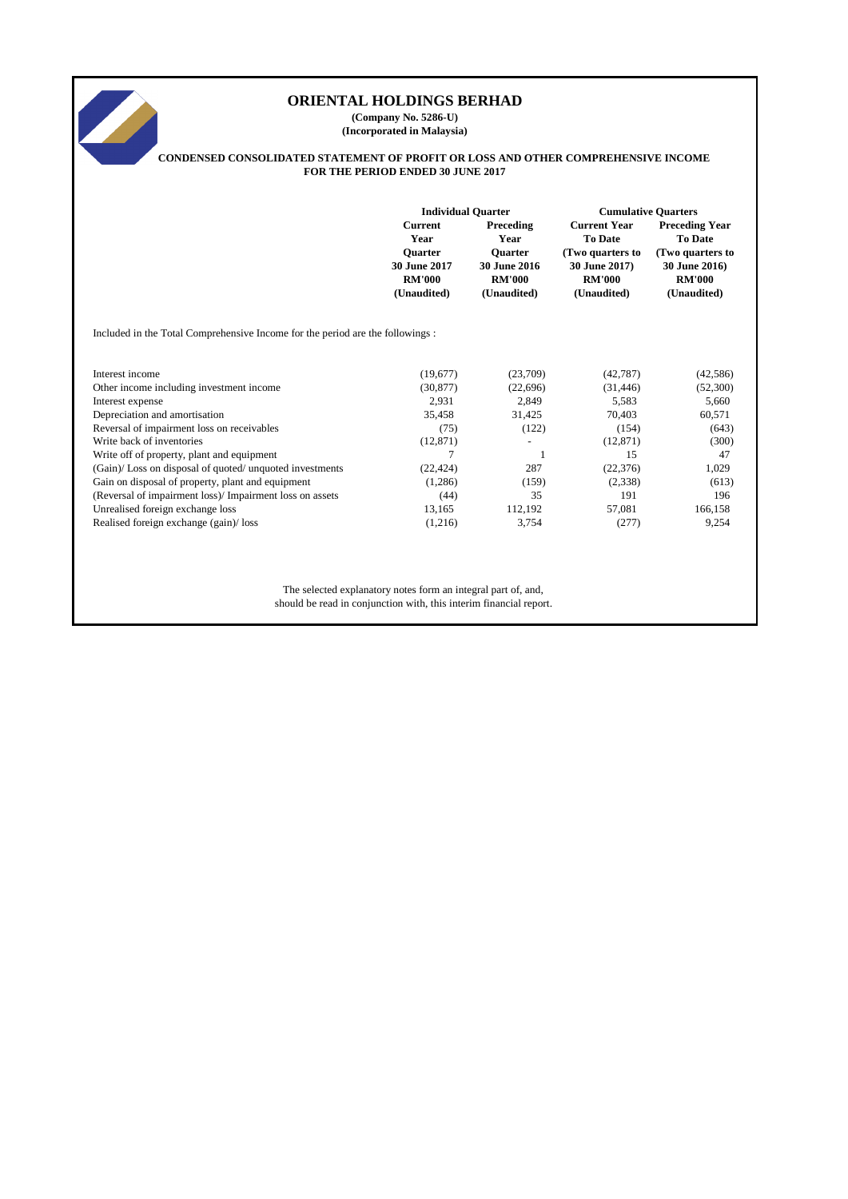# ORIENTAL HOLDINGS BERHAD

**(Company No. 5286-U)**
**(Incorporated in Malaysia)**

**CONDENSED CONSOLIDATED STATEMENT OF PROFIT OR LOSS AND OTHER COMPREHENSIVE INCOME FOR THE PERIOD ENDED 30 JUNE 2017**

| | Individual Quarter | | Cumulative Quarters | |
|---|---|---|---|---|
| | Current Year Quarter 30 June 2017 RM'000 (Unaudited) | Preceding Year Quarter 30 June 2016 RM'000 (Unaudited) | Current Year To Date (Two quarters to 30 June 2017) RM'000 (Unaudited) | Preceding Year To Date (Two quarters to 30 June 2016) RM'000 (Unaudited) |
| Included in the Total Comprehensive Income for the period are the followings : | | | | |
| Interest income | (19,677) | (23,709) | (42,787) | (42,586) |
| Other income including investment income | (30,877) | (22,696) | (31,446) | (52,300) |
| Interest expense | 2,931 | 2,849 | 5,583 | 5,660 |
| Depreciation and amortisation | 35,458 | 31,425 | 70,403 | 60,571 |
| Reversal of impairment loss on receivables | (75) | (122) | (154) | (643) |
| Write back of inventories | (12,871) | - | (12,871) | (300) |
| Write off of property, plant and equipment | 7 | 1 | 15 | 47 |
| (Gain)/ Loss on disposal of quoted/ unquoted investments | (22,424) | 287 | (22,376) | 1,029 |
| Gain on disposal of property, plant and equipment | (1,286) | (159) | (2,338) | (613) |
| (Reversal of impairment loss)/ Impairment loss on assets | (44) | 35 | 191 | 196 |
| Unrealised foreign exchange loss | 13,165 | 112,192 | 57,081 | 166,158 |
| Realised foreign exchange (gain)/ loss | (1,216) | 3,754 | (277) | 9,254 |

The selected explanatory notes form an integral part of, and, should be read in conjunction with, this interim financial report.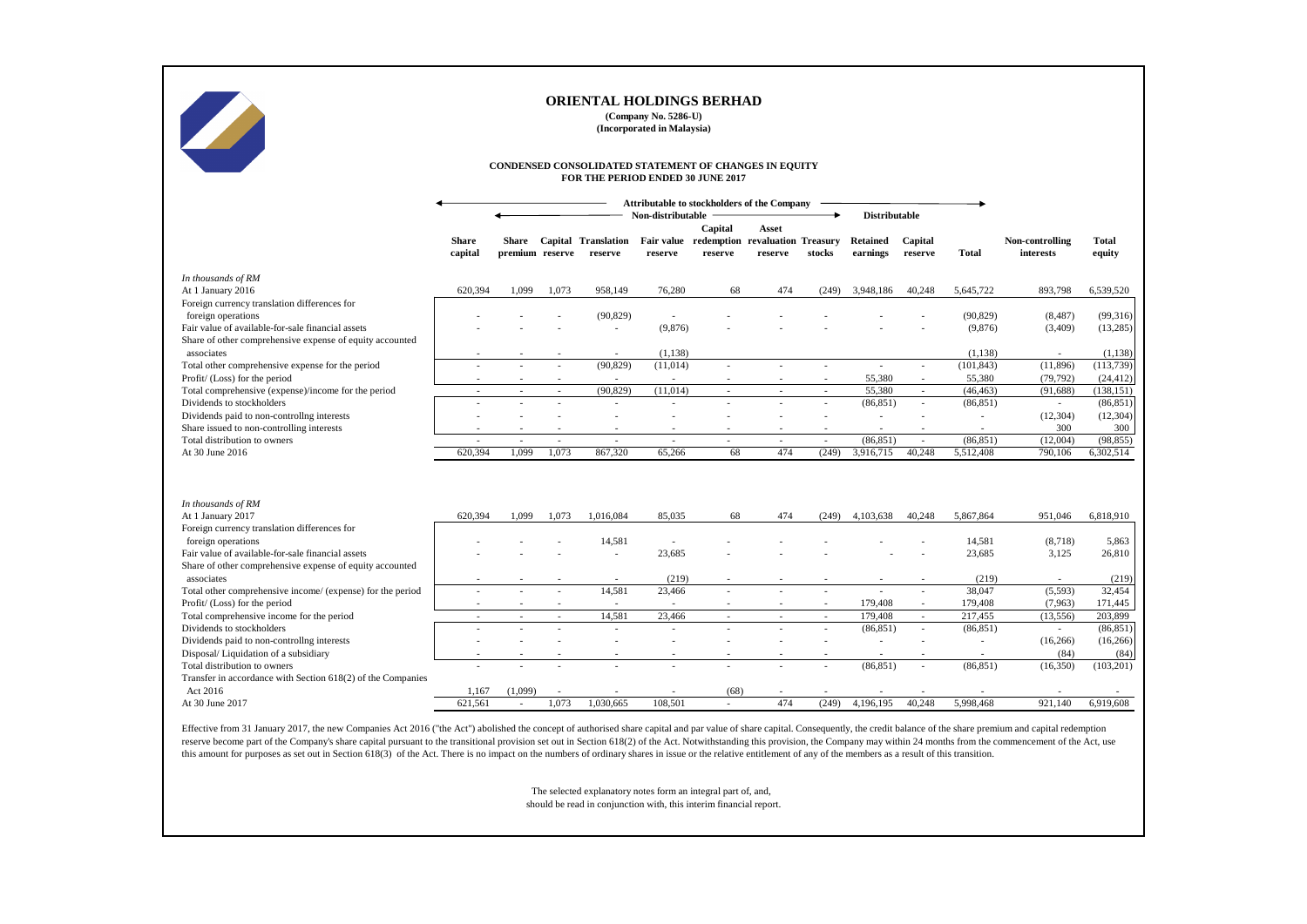# ORIENTAL HOLDINGS BERHAD

**(Company No. 5286-U)**
**(Incorporated in Malaysia)**

## CONDENSED CONSOLIDATED STATEMENT OF CHANGES IN EQUITY FOR THE PERIOD ENDED 30 JUNE 2017

| | Attributable to stockholders of the Company | | | | | | | | | | | | |
|---|---|---|---|---|---|---|---|---|---|---|---|---|---|
| | Non-distributable | | | | | | | | Distributable | | | | |
| | **Share capital** | **Share premium** | **Capital reserve** | **Translation reserve** | **Fair value reserve** | **Capital redemption reserve** | **Asset revaluation reserve** | **Treasury stocks** | **Retained earnings** | **Capital reserve** | **Total** | **Non-controlling interests** | **Total equity** |
| *In thousands of RM* | | | | | | | | | | | | | |
| At 1 January 2016 | 620,394 | 1,099 | 1,073 | 958,149 | 76,280 | 68 | 474 | (249) | 3,948,186 | 40,248 | 5,645,722 | 893,798 | 6,539,520 |
| Foreign currency translation differences for foreign operations | - | - | - | (90,829) | - | - | - | - | - | - | (90,829) | (8,487) | (99,316) |
| Fair value of available-for-sale financial assets | - | - | - | - | (9,876) | - | - | - | - | - | (9,876) | (3,409) | (13,285) |
| Share of other comprehensive expense of equity accounted associates | - | - | - | - | (1,138) | | | | | | (1,138) | - | (1,138) |
| Total other comprehensive expense for the period | - | - | - | (90,829) | (11,014) | - | - | - | - | - | (101,843) | (11,896) | (113,739) |
| Profit/ (Loss) for the period | - | - | - | - | - | - | - | - | 55,380 | - | 55,380 | (79,792) | (24,412) |
| Total comprehensive (expense)/income for the period | - | - | - | (90,829) | (11,014) | - | - | - | 55,380 | - | (46,463) | (91,688) | (138,151) |
| Dividends to stockholders | - | - | - | - | - | - | - | - | (86,851) | - | (86,851) | - | (86,851) |
| Dividends paid to non-controllng interests | - | - | - | - | - | - | - | - | - | - | - | (12,304) | (12,304) |
| Share issued to non-controlling interests | - | - | - | - | - | - | - | - | - | - | - | 300 | 300 |
| Total distribution to owners | - | - | - | - | - | - | - | - | (86,851) | - | (86,851) | (12,004) | (98,855) |
| At 30 June 2016 | 620,394 | 1,099 | 1,073 | 867,320 | 65,266 | 68 | 474 | (249) | 3,916,715 | 40,248 | 5,512,408 | 790,106 | 6,302,514 |
| | | | | | | | | | | | | | |
| *In thousands of RM* | | | | | | | | | | | | | |
| At 1 January 2017 | 620,394 | 1,099 | 1,073 | 1,016,084 | 85,035 | 68 | 474 | (249) | 4,103,638 | 40,248 | 5,867,864 | 951,046 | 6,818,910 |
| Foreign currency translation differences for foreign operations | - | - | - | 14,581 | - | - | - | - | - | - | 14,581 | (8,718) | 5,863 |
| Fair value of available-for-sale financial assets | - | - | - | - | 23,685 | - | - | - | - | - | 23,685 | 3,125 | 26,810 |
| Share of other comprehensive expense of equity accounted associates | - | - | - | - | (219) | - | - | - | - | - | (219) | - | (219) |
| Total other comprehensive income/ (expense) for the period | - | - | - | 14,581 | 23,466 | - | - | - | - | - | 38,047 | (5,593) | 32,454 |
| Profit/ (Loss) for the period | - | - | - | - | - | - | - | - | 179,408 | - | 179,408 | (7,963) | 171,445 |
| Total comprehensive income for the period | - | - | - | 14,581 | 23,466 | - | - | - | 179,408 | - | 217,455 | (13,556) | 203,899 |
| Dividends to stockholders | - | - | - | - | - | - | - | - | (86,851) | - | (86,851) | - | (86,851) |
| Dividends paid to non-controllng interests | - | - | - | - | - | - | - | - | - | - | - | (16,266) | (16,266) |
| Disposal/ Liquidation of a subsidiary | - | - | - | - | - | - | - | - | - | - | - | (84) | (84) |
| Total distribution to owners | - | - | - | - | - | - | - | - | (86,851) | - | (86,851) | (16,350) | (103,201) |
| Transfer in accordance with Section 618(2) of the Companies Act 2016 | 1,167 | (1,099) | - | - | - | (68) | - | - | - | - | - | - | - |
| At 30 June 2017 | 621,561 | - | 1,073 | 1,030,665 | 108,501 | - | 474 | (249) | 4,196,195 | 40,248 | 5,998,468 | 921,140 | 6,919,608 |

Effective from 31 January 2017, the new Companies Act 2016 ("the Act") abolished the concept of authorised share capital and par value of share capital. Consequently, the credit balance of the share premium and capital redemption reserve become part of the Company's share capital pursuant to the transitional provision set out in Section 618(2) of the Act. Notwithstanding this provision, the Company may within 24 months from the commencement of the Act, use this amount for purposes as set out in Section 618(3) of the Act. There is no impact on the numbers of ordinary shares in issue or the relative entitlement of any of the members as a result of this transition.

The selected explanatory notes form an integral part of, and, should be read in conjunction with, this interim financial report.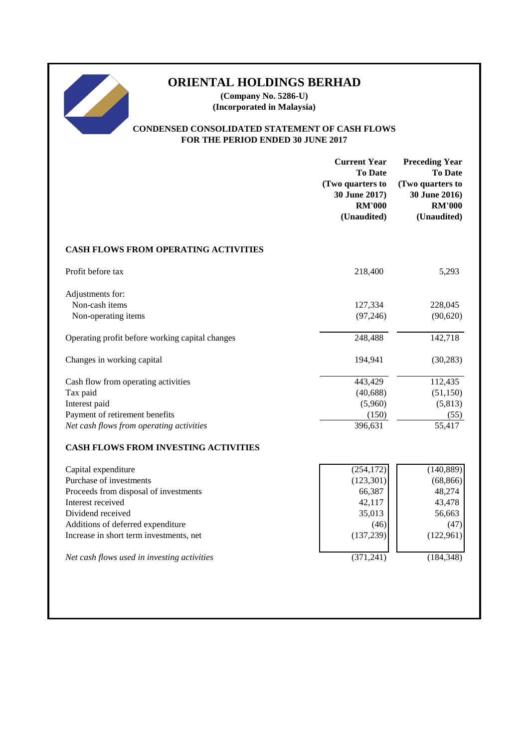# ORIENTAL HOLDINGS BERHAD

**(Company No. 5286-U)**
**(Incorporated in Malaysia)**

## CONDENSED CONSOLIDATED STATEMENT OF CASH FLOWS FOR THE PERIOD ENDED 30 JUNE 2017

| | Current Year To Date (Two quarters to 30 June 2017) RM'000 (Unaudited) | Preceding Year To Date (Two quarters to 30 June 2016) RM'000 (Unaudited) |
|---|---|---|
| **CASH FLOWS FROM OPERATING ACTIVITIES** | | |
| Profit before tax | 218,400 | 5,293 |
| Adjustments for: | | |
| Non-cash items | 127,334 | 228,045 |
| Non-operating items | (97,246) | (90,620) |
| Operating profit before working capital changes | 248,488 | 142,718 |
| Changes in working capital | 194,941 | (30,283) |
| Cash flow from operating activities | 443,429 | 112,435 |
| Tax paid | (40,688) | (51,150) |
| Interest paid | (5,960) | (5,813) |
| Payment of retirement benefits | (150) | (55) |
| *Net cash flows from operating activities* | 396,631 | 55,417 |
| **CASH FLOWS FROM INVESTING ACTIVITIES** | | |
| Capital expenditure | (254,172) | (140,889) |
| Purchase of investments | (123,301) | (68,866) |
| Proceeds from disposal of investments | 66,387 | 48,274 |
| Interest received | 42,117 | 43,478 |
| Dividend received | 35,013 | 56,663 |
| Additions of deferred expenditure | (46) | (47) |
| Increase in short term investments, net | (137,239) | (122,961) |
| *Net cash flows used in investing activities* | (371,241) | (184,348) |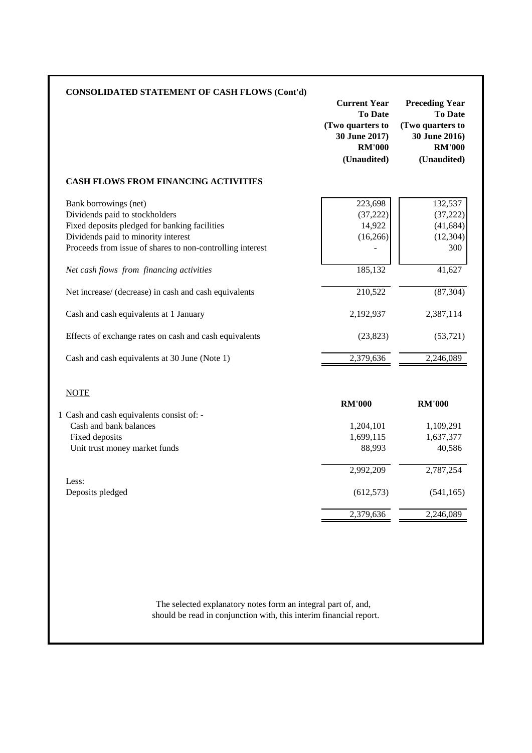## CONSOLIDATED STATEMENT OF CASH FLOWS (Cont'd)

| | Current Year To Date (Two quarters to 30 June 2017) RM'000 (Unaudited) | Preceding Year To Date (Two quarters to 30 June 2016) RM'000 (Unaudited) |
|---|---|---|
| **CASH FLOWS FROM FINANCING ACTIVITIES** | | |
| Bank borrowings (net) | 223,698 | 132,537 |
| Dividends paid to stockholders | (37,222) | (37,222) |
| Fixed deposits pledged for banking facilities | 14,922 | (41,684) |
| Dividends paid to minority interest | (16,266) | (12,304) |
| Proceeds from issue of shares to non-controlling interest | - | 300 |
| *Net cash flows from financing activities* | 185,132 | 41,627 |
| Net increase/ (decrease) in cash and cash equivalents | 210,522 | (87,304) |
| Cash and cash equivalents at 1 January | 2,192,937 | 2,387,114 |
| Effects of exchange rates on cash and cash equivalents | (23,823) | (53,721) |
| Cash and cash equivalents at 30 June (Note 1) | 2,379,636 | 2,246,089 |

NOTE

| | RM'000 | RM'000 |
|---|---|---|
| 1 Cash and cash equivalents consist of: - | | |
| Cash and bank balances | 1,204,101 | 1,109,291 |
| Fixed deposits | 1,699,115 | 1,637,377 |
| Unit trust money market funds | 88,993 | 40,586 |
| | 2,992,209 | 2,787,254 |
| Less: | | |
| Deposits pledged | (612,573) | (541,165) |
| | 2,379,636 | 2,246,089 |

The selected explanatory notes form an integral part of, and, should be read in conjunction with, this interim financial report.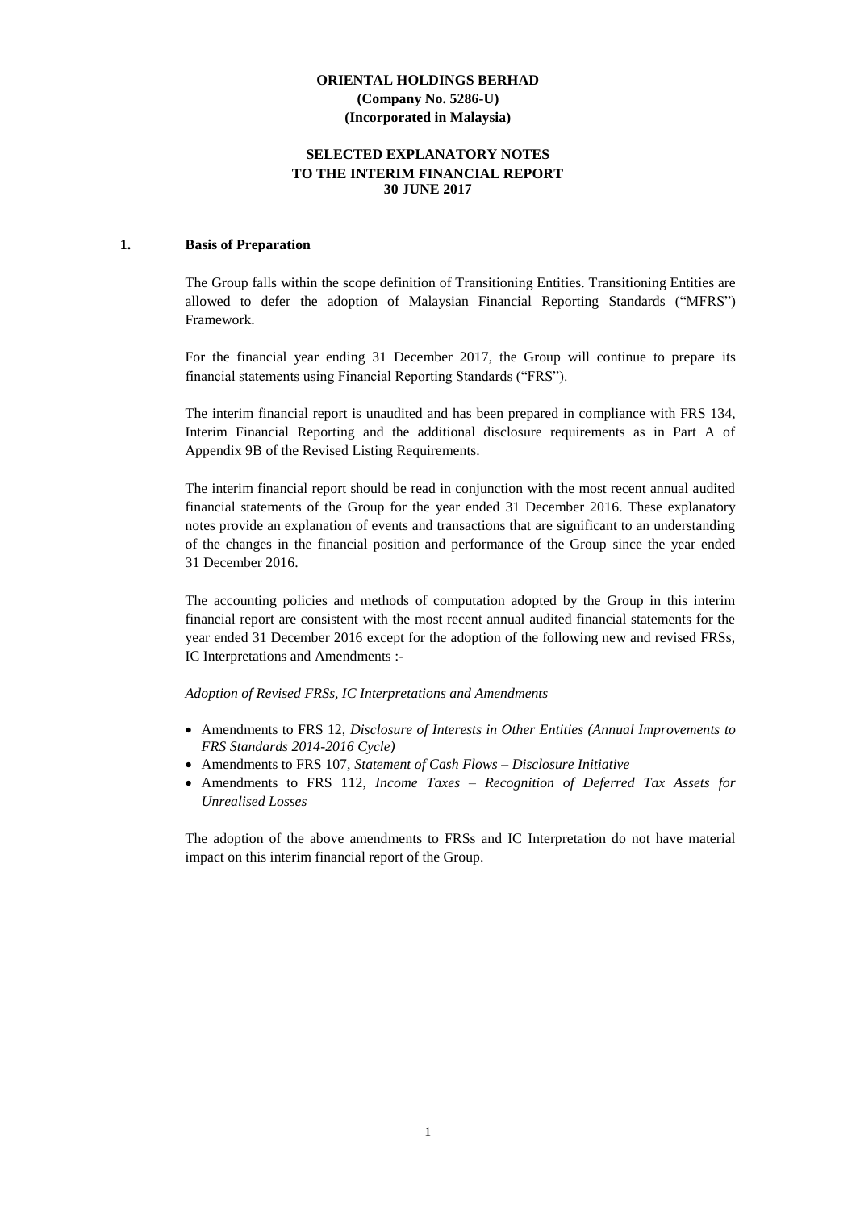**ORIENTAL HOLDINGS BERHAD**
**(Company No. 5286-U)**
**(Incorporated in Malaysia)**

**SELECTED EXPLANATORY NOTES**
**TO THE INTERIM FINANCIAL REPORT**
**30 JUNE 2017**

## 1. Basis of Preparation

The Group falls within the scope definition of Transitioning Entities. Transitioning Entities are allowed to defer the adoption of Malaysian Financial Reporting Standards ("MFRS") Framework.

For the financial year ending 31 December 2017, the Group will continue to prepare its financial statements using Financial Reporting Standards ("FRS").

The interim financial report is unaudited and has been prepared in compliance with FRS 134, Interim Financial Reporting and the additional disclosure requirements as in Part A of Appendix 9B of the Revised Listing Requirements.

The interim financial report should be read in conjunction with the most recent annual audited financial statements of the Group for the year ended 31 December 2016. These explanatory notes provide an explanation of events and transactions that are significant to an understanding of the changes in the financial position and performance of the Group since the year ended 31 December 2016.

The accounting policies and methods of computation adopted by the Group in this interim financial report are consistent with the most recent annual audited financial statements for the year ended 31 December 2016 except for the adoption of the following new and revised FRSs, IC Interpretations and Amendments :-

*Adoption of Revised FRSs, IC Interpretations and Amendments*

- Amendments to FRS 12, *Disclosure of Interests in Other Entities (Annual Improvements to FRS Standards 2014-2016 Cycle)*
- Amendments to FRS 107, *Statement of Cash Flows – Disclosure Initiative*
- Amendments to FRS 112, *Income Taxes – Recognition of Deferred Tax Assets for Unrealised Losses*

The adoption of the above amendments to FRSs and IC Interpretation do not have material impact on this interim financial report of the Group.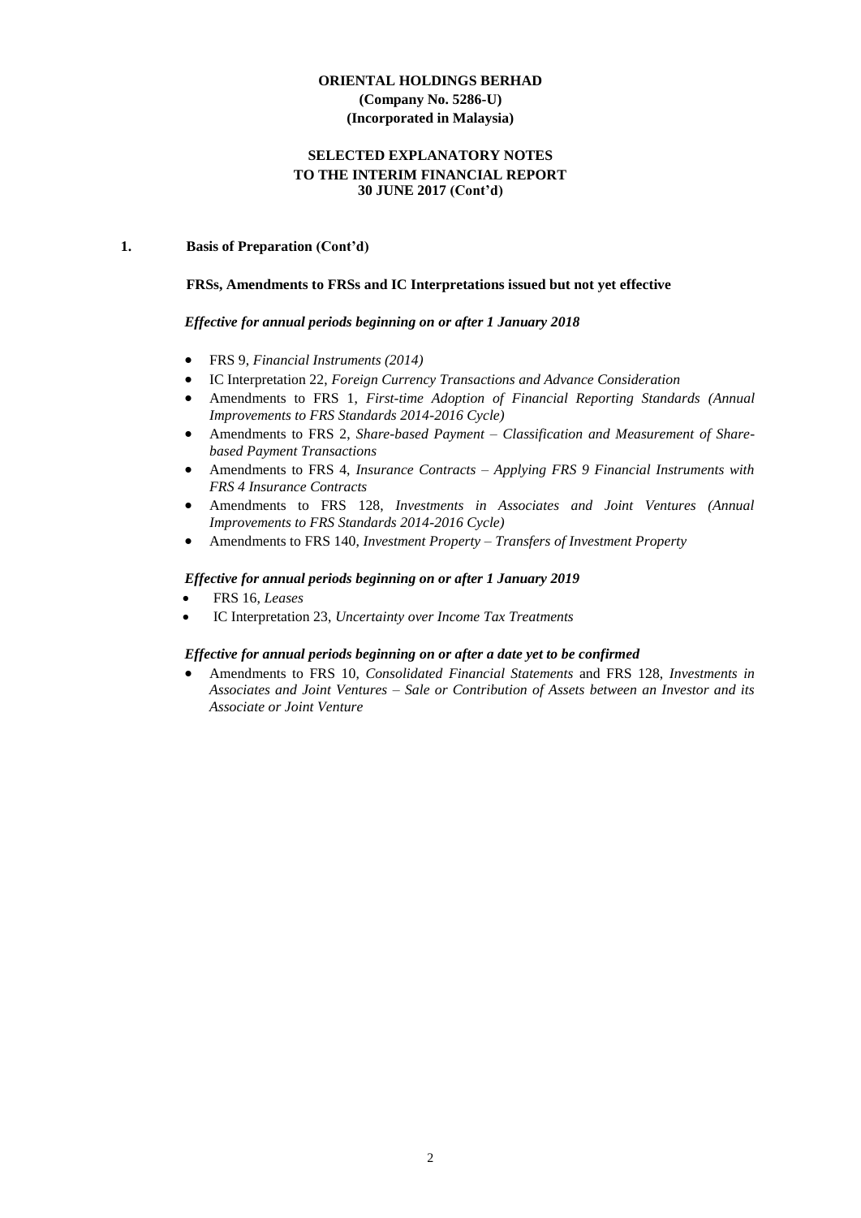**ORIENTAL HOLDINGS BERHAD**
**(Company No. 5286-U)**
**(Incorporated in Malaysia)**

**SELECTED EXPLANATORY NOTES**
**TO THE INTERIM FINANCIAL REPORT**
**30 JUNE 2017 (Cont'd)**

**1. Basis of Preparation (Cont'd)**

**FRSs, Amendments to FRSs and IC Interpretations issued but not yet effective**

***Effective for annual periods beginning on or after 1 January 2018***

- FRS 9, *Financial Instruments (2014)*
- IC Interpretation 22, *Foreign Currency Transactions and Advance Consideration*
- Amendments to FRS 1, *First-time Adoption of Financial Reporting Standards (Annual Improvements to FRS Standards 2014-2016 Cycle)*
- Amendments to FRS 2, *Share-based Payment – Classification and Measurement of Share-based Payment Transactions*
- Amendments to FRS 4, *Insurance Contracts – Applying FRS 9 Financial Instruments with FRS 4 Insurance Contracts*
- Amendments to FRS 128, *Investments in Associates and Joint Ventures (Annual Improvements to FRS Standards 2014-2016 Cycle)*
- Amendments to FRS 140, *Investment Property – Transfers of Investment Property*

***Effective for annual periods beginning on or after 1 January 2019***

- FRS 16, *Leases*
- IC Interpretation 23, *Uncertainty over Income Tax Treatments*

***Effective for annual periods beginning on or after a date yet to be confirmed***

- Amendments to FRS 10, *Consolidated Financial Statements* and FRS 128, *Investments in Associates and Joint Ventures – Sale or Contribution of Assets between an Investor and its Associate or Joint Venture*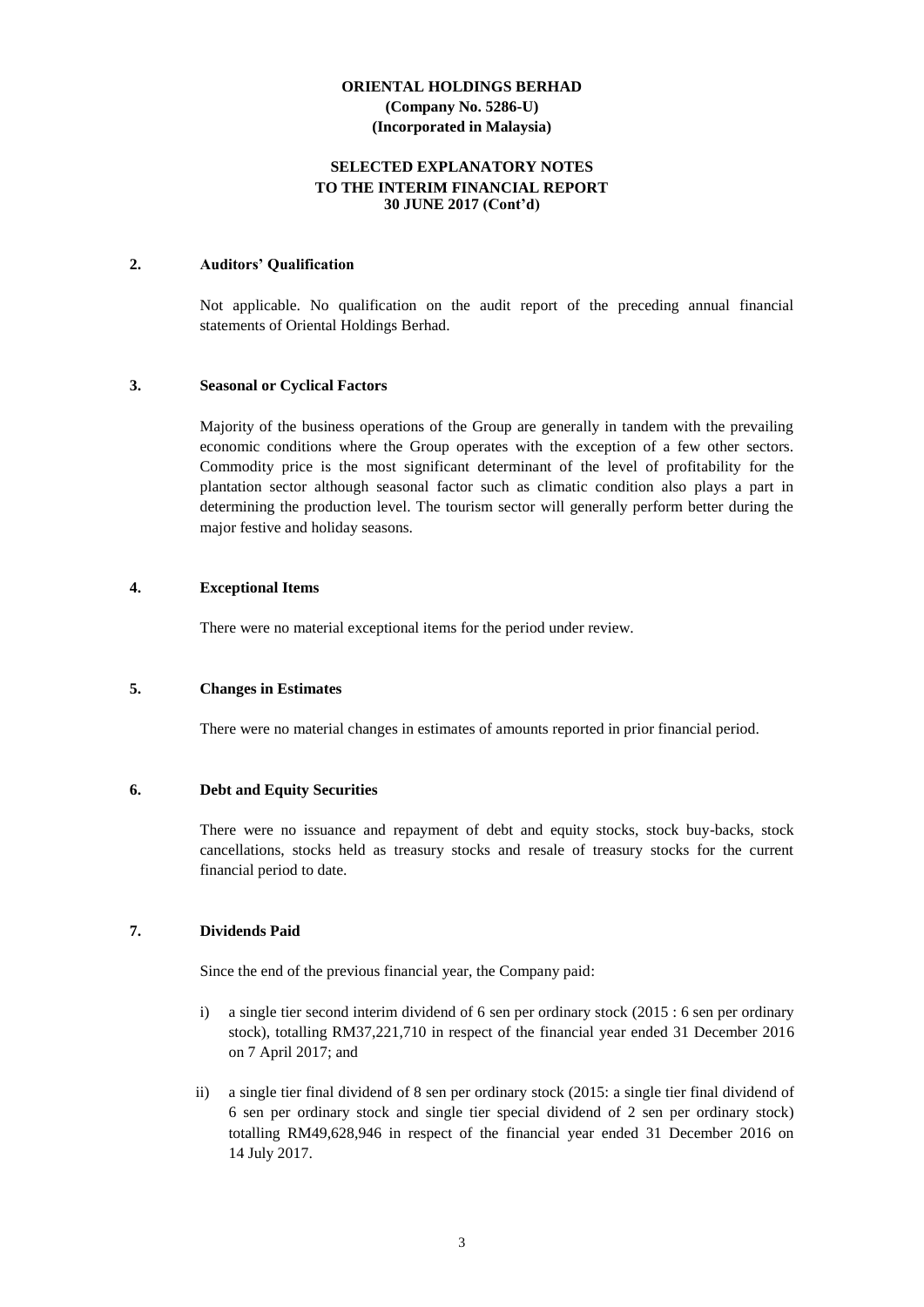**ORIENTAL HOLDINGS BERHAD**
**(Company No. 5286-U)**
**(Incorporated in Malaysia)**

**SELECTED EXPLANATORY NOTES**
**TO THE INTERIM FINANCIAL REPORT**
**30 JUNE 2017 (Cont'd)**

## 2. Auditors' Qualification

Not applicable. No qualification on the audit report of the preceding annual financial statements of Oriental Holdings Berhad.

## 3. Seasonal or Cyclical Factors

Majority of the business operations of the Group are generally in tandem with the prevailing economic conditions where the Group operates with the exception of a few other sectors. Commodity price is the most significant determinant of the level of profitability for the plantation sector although seasonal factor such as climatic condition also plays a part in determining the production level. The tourism sector will generally perform better during the major festive and holiday seasons.

## 4. Exceptional Items

There were no material exceptional items for the period under review.

## 5. Changes in Estimates

There were no material changes in estimates of amounts reported in prior financial period.

## 6. Debt and Equity Securities

There were no issuance and repayment of debt and equity stocks, stock buy-backs, stock cancellations, stocks held as treasury stocks and resale of treasury stocks for the current financial period to date.

## 7. Dividends Paid

Since the end of the previous financial year, the Company paid:

i) a single tier second interim dividend of 6 sen per ordinary stock (2015 : 6 sen per ordinary stock), totalling RM37,221,710 in respect of the financial year ended 31 December 2016 on 7 April 2017; and

ii) a single tier final dividend of 8 sen per ordinary stock (2015: a single tier final dividend of 6 sen per ordinary stock and single tier special dividend of 2 sen per ordinary stock) totalling RM49,628,946 in respect of the financial year ended 31 December 2016 on 14 July 2017.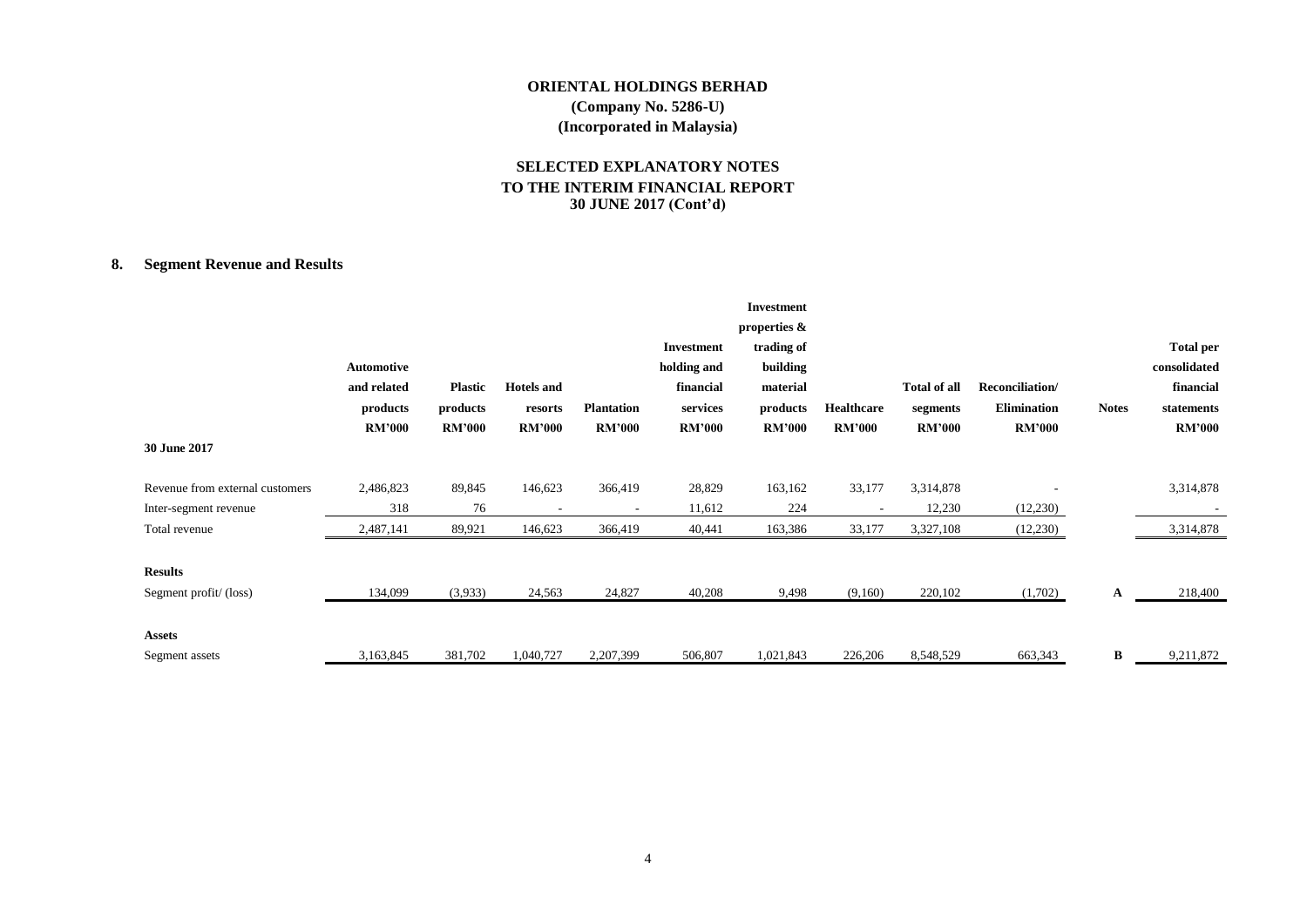# ORIENTAL HOLDINGS BERHAD

**(Company No. 5286-U)**
**(Incorporated in Malaysia)**

## SELECTED EXPLANATORY NOTES TO THE INTERIM FINANCIAL REPORT 30 JUNE 2017 (Cont'd)

### 8. Segment Revenue and Results

| 30 June 2017 | Automotive and related products RM'000 | Plastic products RM'000 | Hotels and resorts RM'000 | Plantation RM'000 | Investment holding and financial services RM'000 | Investment properties & trading of building material products RM'000 | Healthcare RM'000 | Total of all segments RM'000 | Reconciliation/ Elimination RM'000 | Notes | Total per consolidated financial statements RM'000 |
|---|---|---|---|---|---|---|---|---|---|---|---|
| Revenue from external customers | 2,486,823 | 89,845 | 146,623 | 366,419 | 28,829 | 163,162 | 33,177 | 3,314,878 | - | | 3,314,878 |
| Inter-segment revenue | 318 | 76 | - | - | 11,612 | 224 | - | 12,230 | (12,230) | | - |
| Total revenue | 2,487,141 | 89,921 | 146,623 | 366,419 | 40,441 | 163,386 | 33,177 | 3,327,108 | (12,230) | | 3,314,878 |
| **Results** | | | | | | | | | | | |
| Segment profit/ (loss) | 134,099 | (3,933) | 24,563 | 24,827 | 40,208 | 9,498 | (9,160) | 220,102 | (1,702) | A | 218,400 |
| **Assets** | | | | | | | | | | | |
| Segment assets | 3,163,845 | 381,702 | 1,040,727 | 2,207,399 | 506,807 | 1,021,843 | 226,206 | 8,548,529 | 663,343 | B | 9,211,872 |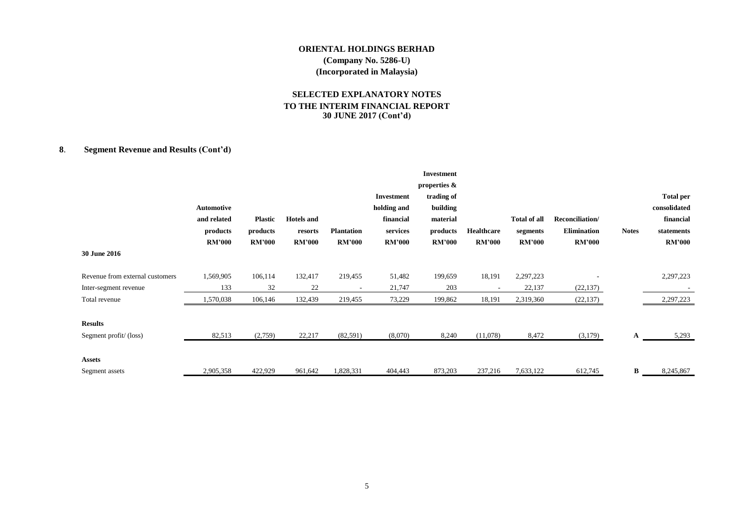**ORIENTAL HOLDINGS BERHAD**
**(Company No. 5286-U)**
**(Incorporated in Malaysia)**

**SELECTED EXPLANATORY NOTES**
**TO THE INTERIM FINANCIAL REPORT**
**30 JUNE 2017 (Cont'd)**

## 8. Segment Revenue and Results (Cont'd)

| 30 June 2016 | Automotive and related products RM'000 | Plastic products RM'000 | Hotels and resorts RM'000 | Plantation RM'000 | Investment holding and financial services RM'000 | Investment properties & trading of building material products RM'000 | Healthcare RM'000 | Total of all segments RM'000 | Reconciliation/ Elimination RM'000 | Notes | Total per consolidated financial statements RM'000 |
|---|---|---|---|---|---|---|---|---|---|---|---|
| Revenue from external customers | 1,569,905 | 106,114 | 132,417 | 219,455 | 51,482 | 199,659 | 18,191 | 2,297,223 | - | | 2,297,223 |
| Inter-segment revenue | 133 | 32 | 22 | - | 21,747 | 203 | - | 22,137 | (22,137) | | - |
| Total revenue | 1,570,038 | 106,146 | 132,439 | 219,455 | 73,229 | 199,862 | 18,191 | 2,319,360 | (22,137) | | 2,297,223 |
| **Results** | | | | | | | | | | | |
| Segment profit/ (loss) | 82,513 | (2,759) | 22,217 | (82,591) | (8,070) | 8,240 | (11,078) | 8,472 | (3,179) | A | 5,293 |
| **Assets** | | | | | | | | | | | |
| Segment assets | 2,905,358 | 422,929 | 961,642 | 1,828,331 | 404,443 | 873,203 | 237,216 | 7,633,122 | 612,745 | B | 8,245,867 |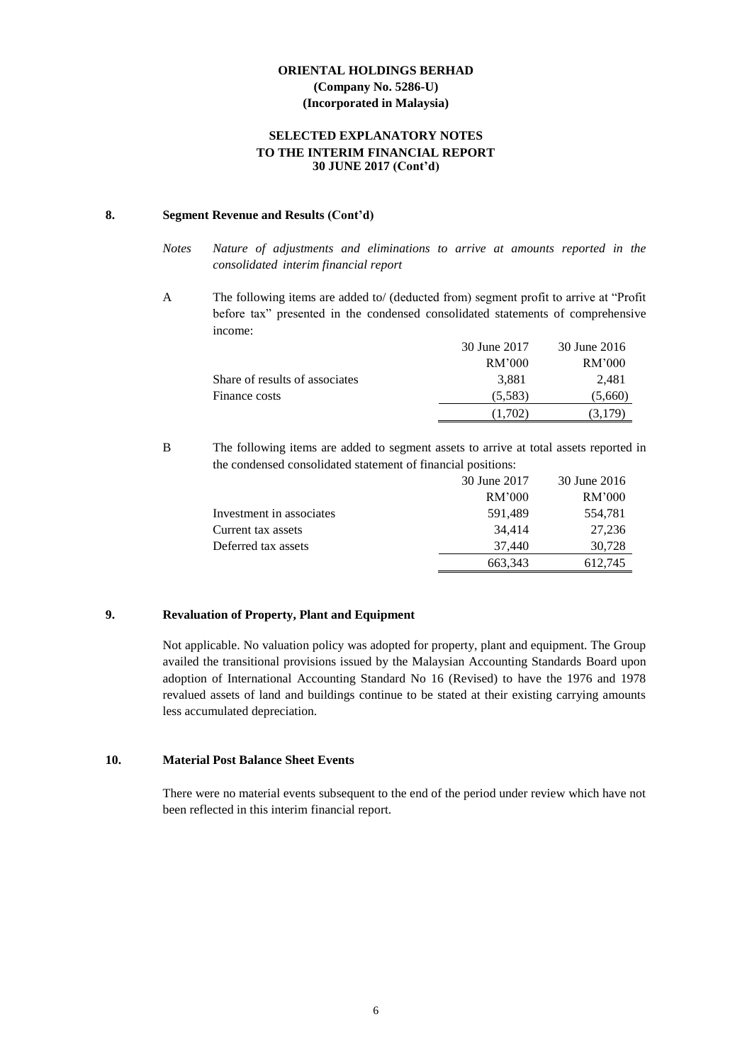**ORIENTAL HOLDINGS BERHAD**
**(Company No. 5286-U)**
**(Incorporated in Malaysia)**

**SELECTED EXPLANATORY NOTES**
**TO THE INTERIM FINANCIAL REPORT**
**30 JUNE 2017 (Cont'd)**

## 8. Segment Revenue and Results (Cont'd)

*Notes* *Nature of adjustments and eliminations to arrive at amounts reported in the consolidated interim financial report*

A The following items are added to/ (deducted from) segment profit to arrive at "Profit before tax" presented in the condensed consolidated statements of comprehensive income:

| | 30 June 2017 | 30 June 2016 |
|---|---|---|
| | RM'000 | RM'000 |
| Share of results of associates | 3,881 | 2,481 |
| Finance costs | (5,583) | (5,660) |
| | (1,702) | (3,179) |

B The following items are added to segment assets to arrive at total assets reported in the condensed consolidated statement of financial positions:

| | 30 June 2017 | 30 June 2016 |
|---|---|---|
| | RM'000 | RM'000 |
| Investment in associates | 591,489 | 554,781 |
| Current tax assets | 34,414 | 27,236 |
| Deferred tax assets | 37,440 | 30,728 |
| | 663,343 | 612,745 |

## 9. Revaluation of Property, Plant and Equipment

Not applicable. No valuation policy was adopted for property, plant and equipment. The Group availed the transitional provisions issued by the Malaysian Accounting Standards Board upon adoption of International Accounting Standard No 16 (Revised) to have the 1976 and 1978 revalued assets of land and buildings continue to be stated at their existing carrying amounts less accumulated depreciation.

## 10. Material Post Balance Sheet Events

There were no material events subsequent to the end of the period under review which have not been reflected in this interim financial report.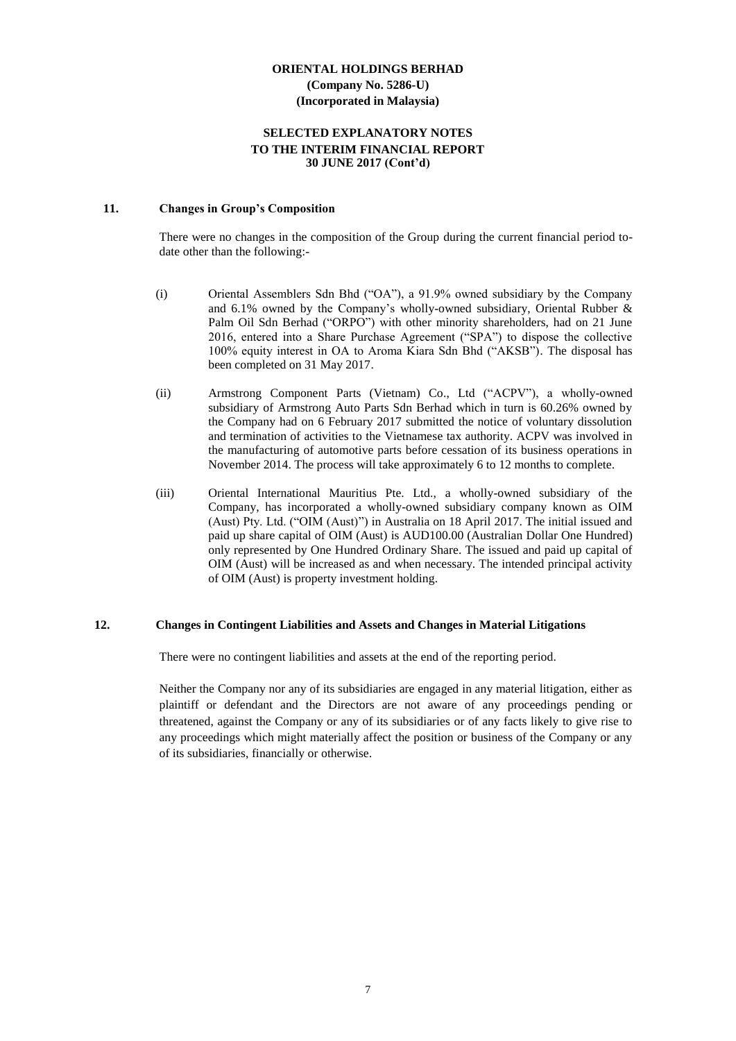**ORIENTAL HOLDINGS BERHAD**
**(Company No. 5286-U)**
**(Incorporated in Malaysia)**

**SELECTED EXPLANATORY NOTES**
**TO THE INTERIM FINANCIAL REPORT**
**30 JUNE 2017 (Cont'd)**

## 11. Changes in Group's Composition

There were no changes in the composition of the Group during the current financial period to-date other than the following:-

(i) Oriental Assemblers Sdn Bhd ("OA"), a 91.9% owned subsidiary by the Company and 6.1% owned by the Company's wholly-owned subsidiary, Oriental Rubber & Palm Oil Sdn Berhad ("ORPO") with other minority shareholders, had on 21 June 2016, entered into a Share Purchase Agreement ("SPA") to dispose the collective 100% equity interest in OA to Aroma Kiara Sdn Bhd ("AKSB"). The disposal has been completed on 31 May 2017.

(ii) Armstrong Component Parts (Vietnam) Co., Ltd ("ACPV"), a wholly-owned subsidiary of Armstrong Auto Parts Sdn Berhad which in turn is 60.26% owned by the Company had on 6 February 2017 submitted the notice of voluntary dissolution and termination of activities to the Vietnamese tax authority. ACPV was involved in the manufacturing of automotive parts before cessation of its business operations in November 2014. The process will take approximately 6 to 12 months to complete.

(iii) Oriental International Mauritius Pte. Ltd., a wholly-owned subsidiary of the Company, has incorporated a wholly-owned subsidiary company known as OIM (Aust) Pty. Ltd. ("OIM (Aust)") in Australia on 18 April 2017. The initial issued and paid up share capital of OIM (Aust) is AUD100.00 (Australian Dollar One Hundred) only represented by One Hundred Ordinary Share. The issued and paid up capital of OIM (Aust) will be increased as and when necessary. The intended principal activity of OIM (Aust) is property investment holding.

## 12. Changes in Contingent Liabilities and Assets and Changes in Material Litigations

There were no contingent liabilities and assets at the end of the reporting period.

Neither the Company nor any of its subsidiaries are engaged in any material litigation, either as plaintiff or defendant and the Directors are not aware of any proceedings pending or threatened, against the Company or any of its subsidiaries or of any facts likely to give rise to any proceedings which might materially affect the position or business of the Company or any of its subsidiaries, financially or otherwise.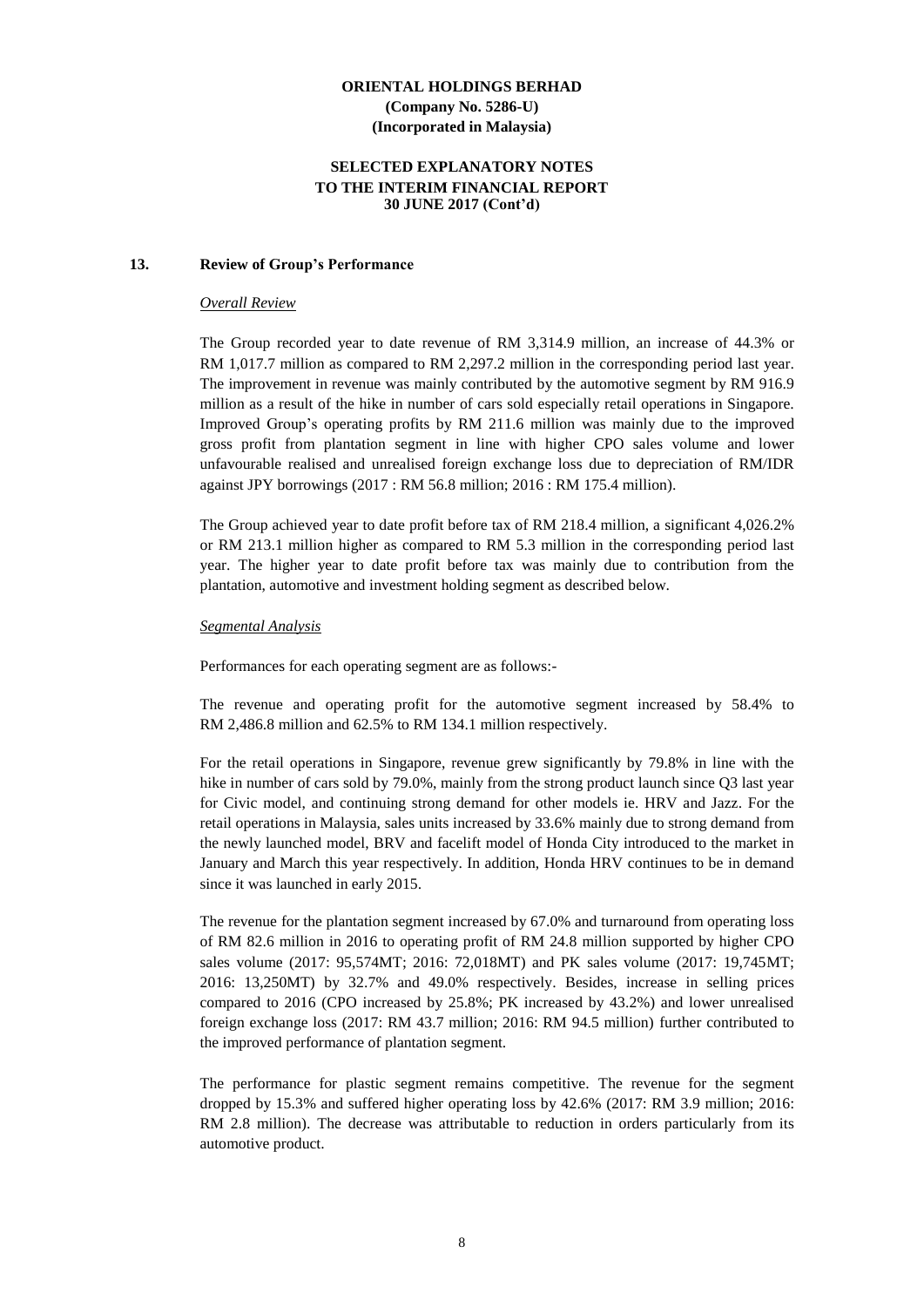**ORIENTAL HOLDINGS BERHAD**
**(Company No. 5286-U)**
**(Incorporated in Malaysia)**

**SELECTED EXPLANATORY NOTES**
**TO THE INTERIM FINANCIAL REPORT**
**30 JUNE 2017 (Cont'd)**

## 13. Review of Group's Performance

*Overall Review*

The Group recorded year to date revenue of RM 3,314.9 million, an increase of 44.3% or RM 1,017.7 million as compared to RM 2,297.2 million in the corresponding period last year. The improvement in revenue was mainly contributed by the automotive segment by RM 916.9 million as a result of the hike in number of cars sold especially retail operations in Singapore. Improved Group's operating profits by RM 211.6 million was mainly due to the improved gross profit from plantation segment in line with higher CPO sales volume and lower unfavourable realised and unrealised foreign exchange loss due to depreciation of RM/IDR against JPY borrowings (2017 : RM 56.8 million; 2016 : RM 175.4 million).

The Group achieved year to date profit before tax of RM 218.4 million, a significant 4,026.2% or RM 213.1 million higher as compared to RM 5.3 million in the corresponding period last year. The higher year to date profit before tax was mainly due to contribution from the plantation, automotive and investment holding segment as described below.

*Segmental Analysis*

Performances for each operating segment are as follows:-

The revenue and operating profit for the automotive segment increased by 58.4% to RM 2,486.8 million and 62.5% to RM 134.1 million respectively.

For the retail operations in Singapore, revenue grew significantly by 79.8% in line with the hike in number of cars sold by 79.0%, mainly from the strong product launch since Q3 last year for Civic model, and continuing strong demand for other models ie. HRV and Jazz. For the retail operations in Malaysia, sales units increased by 33.6% mainly due to strong demand from the newly launched model, BRV and facelift model of Honda City introduced to the market in January and March this year respectively. In addition, Honda HRV continues to be in demand since it was launched in early 2015.

The revenue for the plantation segment increased by 67.0% and turnaround from operating loss of RM 82.6 million in 2016 to operating profit of RM 24.8 million supported by higher CPO sales volume (2017: 95,574MT; 2016: 72,018MT) and PK sales volume (2017: 19,745MT; 2016: 13,250MT) by 32.7% and 49.0% respectively. Besides, increase in selling prices compared to 2016 (CPO increased by 25.8%; PK increased by 43.2%) and lower unrealised foreign exchange loss (2017: RM 43.7 million; 2016: RM 94.5 million) further contributed to the improved performance of plantation segment.

The performance for plastic segment remains competitive. The revenue for the segment dropped by 15.3% and suffered higher operating loss by 42.6% (2017: RM 3.9 million; 2016: RM 2.8 million). The decrease was attributable to reduction in orders particularly from its automotive product.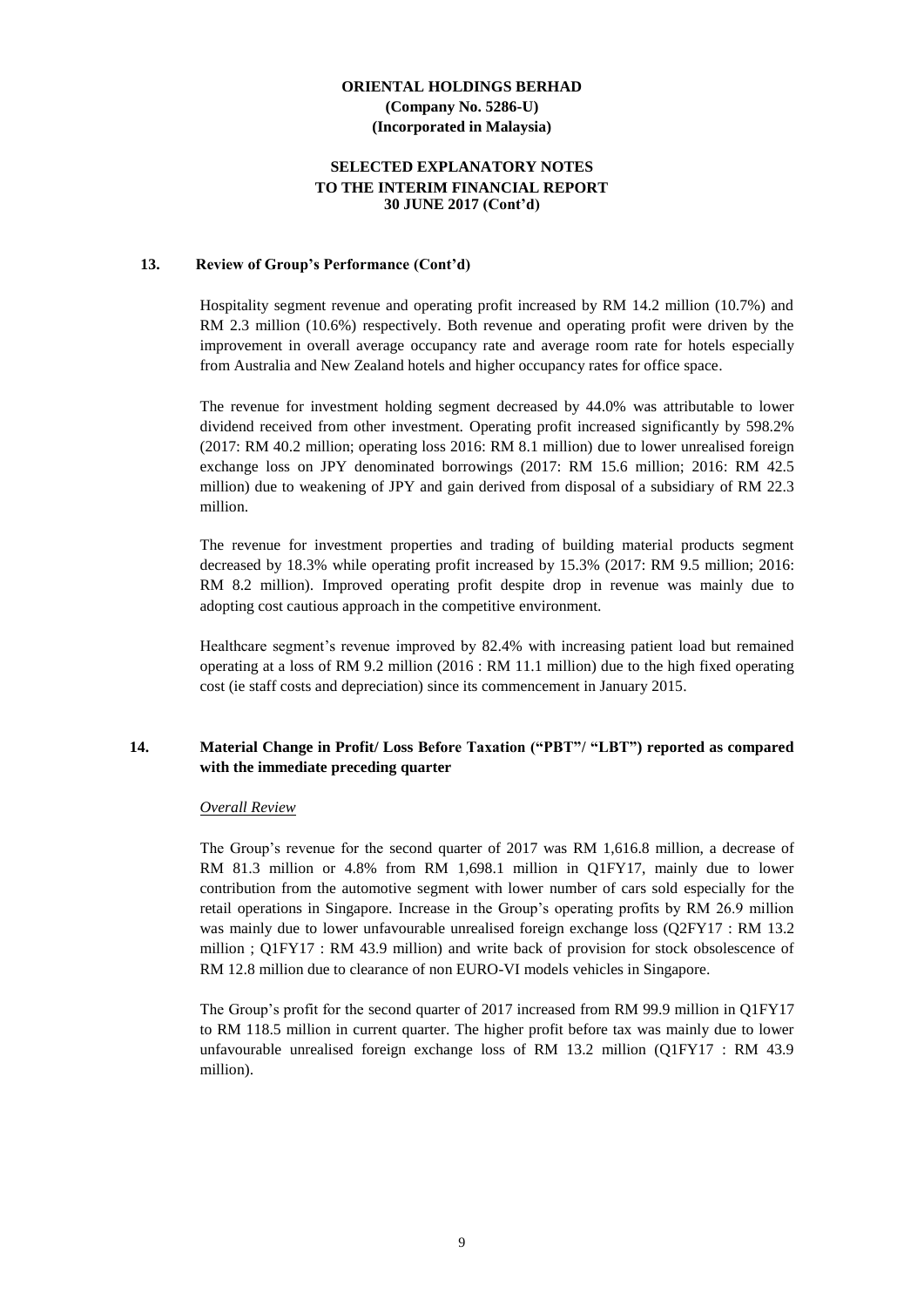### 13. Review of Group's Performance (Cont'd)

Hospitality segment revenue and operating profit increased by RM 14.2 million (10.7%) and RM 2.3 million (10.6%) respectively. Both revenue and operating profit were driven by the improvement in overall average occupancy rate and average room rate for hotels especially from Australia and New Zealand hotels and higher occupancy rates for office space.

The revenue for investment holding segment decreased by 44.0% was attributable to lower dividend received from other investment. Operating profit increased significantly by 598.2% (2017: RM 40.2 million; operating loss 2016: RM 8.1 million) due to lower unrealised foreign exchange loss on JPY denominated borrowings (2017: RM 15.6 million; 2016: RM 42.5 million) due to weakening of JPY and gain derived from disposal of a subsidiary of RM 22.3 million.

The revenue for investment properties and trading of building material products segment decreased by 18.3% while operating profit increased by 15.3% (2017: RM 9.5 million; 2016: RM 8.2 million). Improved operating profit despite drop in revenue was mainly due to adopting cost cautious approach in the competitive environment.

Healthcare segment's revenue improved by 82.4% with increasing patient load but remained operating at a loss of RM 9.2 million (2016 : RM 11.1 million) due to the high fixed operating cost (ie staff costs and depreciation) since its commencement in January 2015.

### 14. Material Change in Profit/ Loss Before Taxation ("PBT"/ "LBT") reported as compared with the immediate preceding quarter

*Overall Review*

The Group's revenue for the second quarter of 2017 was RM 1,616.8 million, a decrease of RM 81.3 million or 4.8% from RM 1,698.1 million in Q1FY17, mainly due to lower contribution from the automotive segment with lower number of cars sold especially for the retail operations in Singapore. Increase in the Group's operating profits by RM 26.9 million was mainly due to lower unfavourable unrealised foreign exchange loss (Q2FY17 : RM 13.2 million ; Q1FY17 : RM 43.9 million) and write back of provision for stock obsolescence of RM 12.8 million due to clearance of non EURO-VI models vehicles in Singapore.

The Group's profit for the second quarter of 2017 increased from RM 99.9 million in Q1FY17 to RM 118.5 million in current quarter. The higher profit before tax was mainly due to lower unfavourable unrealised foreign exchange loss of RM 13.2 million (Q1FY17 : RM 43.9 million).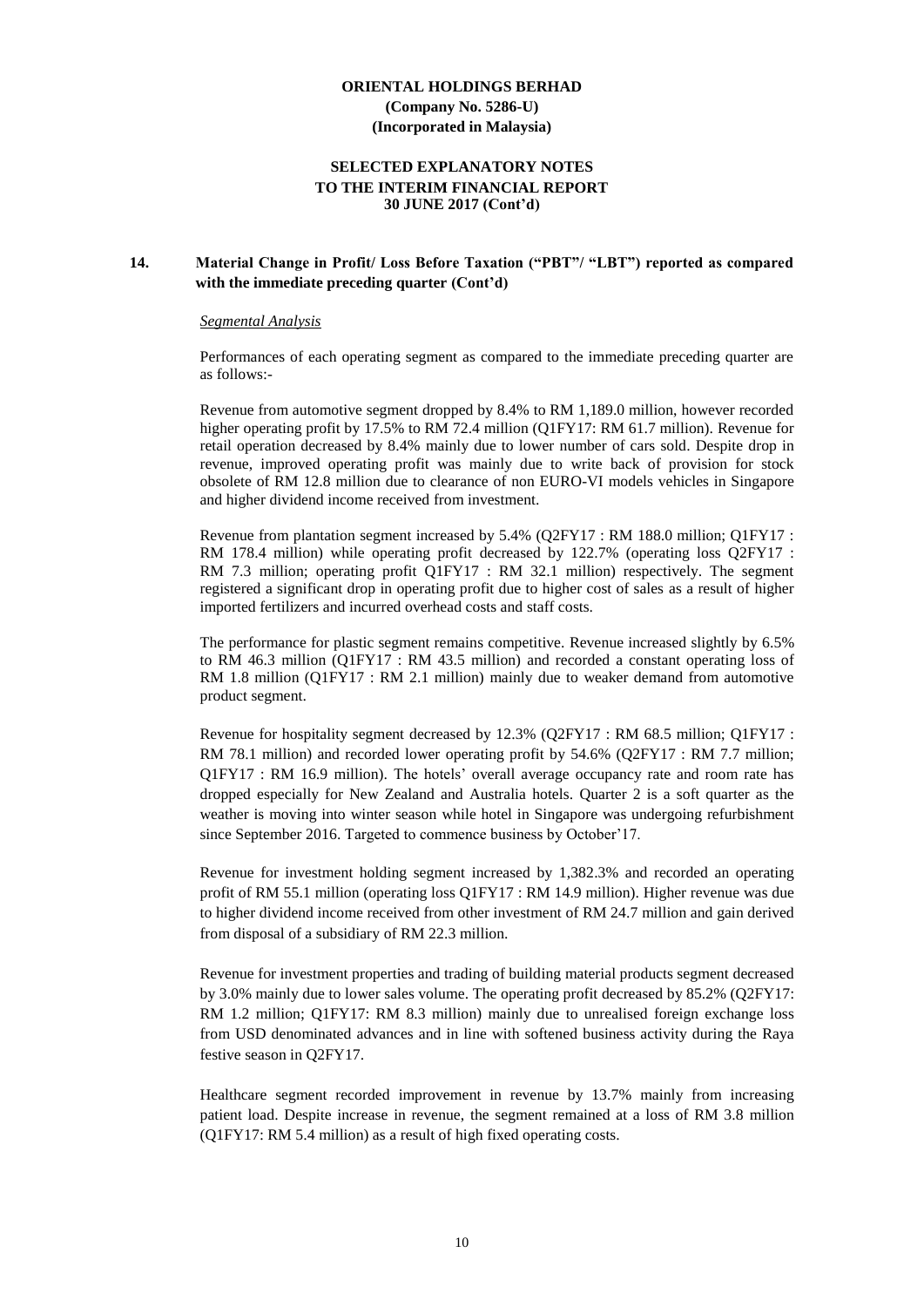**ORIENTAL HOLDINGS BERHAD**
**(Company No. 5286-U)**
**(Incorporated in Malaysia)**

**SELECTED EXPLANATORY NOTES**
**TO THE INTERIM FINANCIAL REPORT**
**30 JUNE 2017 (Cont'd)**

## 14. Material Change in Profit/ Loss Before Taxation ("PBT"/ "LBT") reported as compared with the immediate preceding quarter (Cont'd)

*Segmental Analysis*

Performances of each operating segment as compared to the immediate preceding quarter are as follows:-

Revenue from automotive segment dropped by 8.4% to RM 1,189.0 million, however recorded higher operating profit by 17.5% to RM 72.4 million (Q1FY17: RM 61.7 million). Revenue for retail operation decreased by 8.4% mainly due to lower number of cars sold. Despite drop in revenue, improved operating profit was mainly due to write back of provision for stock obsolete of RM 12.8 million due to clearance of non EURO-VI models vehicles in Singapore and higher dividend income received from investment.

Revenue from plantation segment increased by 5.4% (Q2FY17 : RM 188.0 million; Q1FY17 : RM 178.4 million) while operating profit decreased by 122.7% (operating loss Q2FY17 : RM 7.3 million; operating profit Q1FY17 : RM 32.1 million) respectively. The segment registered a significant drop in operating profit due to higher cost of sales as a result of higher imported fertilizers and incurred overhead costs and staff costs.

The performance for plastic segment remains competitive. Revenue increased slightly by 6.5% to RM 46.3 million (Q1FY17 : RM 43.5 million) and recorded a constant operating loss of RM 1.8 million (Q1FY17 : RM 2.1 million) mainly due to weaker demand from automotive product segment.

Revenue for hospitality segment decreased by 12.3% (Q2FY17 : RM 68.5 million; Q1FY17 : RM 78.1 million) and recorded lower operating profit by 54.6% (Q2FY17 : RM 7.7 million; Q1FY17 : RM 16.9 million). The hotels' overall average occupancy rate and room rate has dropped especially for New Zealand and Australia hotels. Quarter 2 is a soft quarter as the weather is moving into winter season while hotel in Singapore was undergoing refurbishment since September 2016. Targeted to commence business by October'17.

Revenue for investment holding segment increased by 1,382.3% and recorded an operating profit of RM 55.1 million (operating loss Q1FY17 : RM 14.9 million). Higher revenue was due to higher dividend income received from other investment of RM 24.7 million and gain derived from disposal of a subsidiary of RM 22.3 million.

Revenue for investment properties and trading of building material products segment decreased by 3.0% mainly due to lower sales volume. The operating profit decreased by 85.2% (Q2FY17: RM 1.2 million; Q1FY17: RM 8.3 million) mainly due to unrealised foreign exchange loss from USD denominated advances and in line with softened business activity during the Raya festive season in Q2FY17.

Healthcare segment recorded improvement in revenue by 13.7% mainly from increasing patient load. Despite increase in revenue, the segment remained at a loss of RM 3.8 million (Q1FY17: RM 5.4 million) as a result of high fixed operating costs.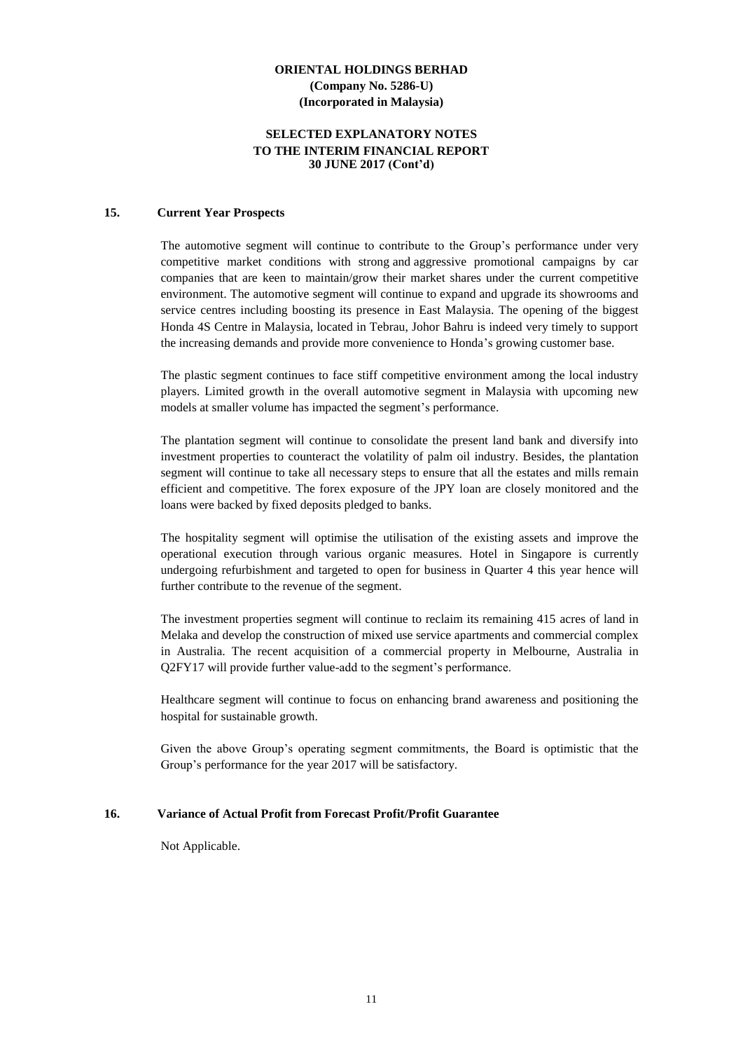## 15. Current Year Prospects

The automotive segment will continue to contribute to the Group's performance under very competitive market conditions with strong and aggressive promotional campaigns by car companies that are keen to maintain/grow their market shares under the current competitive environment. The automotive segment will continue to expand and upgrade its showrooms and service centres including boosting its presence in East Malaysia. The opening of the biggest Honda 4S Centre in Malaysia, located in Tebrau, Johor Bahru is indeed very timely to support the increasing demands and provide more convenience to Honda's growing customer base.

The plastic segment continues to face stiff competitive environment among the local industry players. Limited growth in the overall automotive segment in Malaysia with upcoming new models at smaller volume has impacted the segment's performance.

The plantation segment will continue to consolidate the present land bank and diversify into investment properties to counteract the volatility of palm oil industry. Besides, the plantation segment will continue to take all necessary steps to ensure that all the estates and mills remain efficient and competitive. The forex exposure of the JPY loan are closely monitored and the loans were backed by fixed deposits pledged to banks.

The hospitality segment will optimise the utilisation of the existing assets and improve the operational execution through various organic measures. Hotel in Singapore is currently undergoing refurbishment and targeted to open for business in Quarter 4 this year hence will further contribute to the revenue of the segment.

The investment properties segment will continue to reclaim its remaining 415 acres of land in Melaka and develop the construction of mixed use service apartments and commercial complex in Australia. The recent acquisition of a commercial property in Melbourne, Australia in Q2FY17 will provide further value-add to the segment's performance.

Healthcare segment will continue to focus on enhancing brand awareness and positioning the hospital for sustainable growth.

Given the above Group's operating segment commitments, the Board is optimistic that the Group's performance for the year 2017 will be satisfactory.

## 16. Variance of Actual Profit from Forecast Profit/Profit Guarantee

Not Applicable.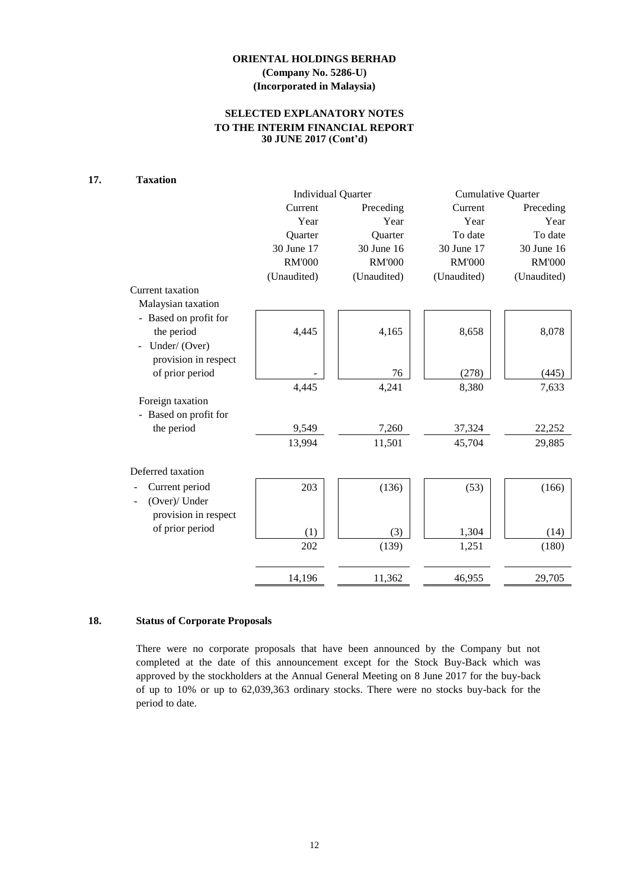**ORIENTAL HOLDINGS BERHAD**
**(Company No. 5286-U)**
**(Incorporated in Malaysia)**

**SELECTED EXPLANATORY NOTES**
**TO THE INTERIM FINANCIAL REPORT**
**30 JUNE 2017 (Cont'd)**

## 17. Taxation

| | Individual Quarter | | Cumulative Quarter | |
|---|---|---|---|---|
| | Current Year Quarter 30 June 17 RM'000 (Unaudited) | Preceding Year Quarter 30 June 16 RM'000 (Unaudited) | Current Year To date 30 June 17 RM'000 (Unaudited) | Preceding Year To date 30 June 16 RM'000 (Unaudited) |
| Current taxation | | | | |
| Malaysian taxation | | | | |
| - Based on profit for the period | 4,445 | 4,165 | 8,658 | 8,078 |
| - Under/ (Over) provision in respect of prior period | - | 76 | (278) | (445) |
| | 4,445 | 4,241 | 8,380 | 7,633 |
| Foreign taxation | | | | |
| - Based on profit for the period | 9,549 | 7,260 | 37,324 | 22,252 |
| | 13,994 | 11,501 | 45,704 | 29,885 |
| Deferred taxation | | | | |
| - Current period | 203 | (136) | (53) | (166) |
| - (Over)/ Under provision in respect of prior period | (1) | (3) | 1,304 | (14) |
| | 202 | (139) | 1,251 | (180) |
| | 14,196 | 11,362 | 46,955 | 29,705 |

## 18. Status of Corporate Proposals

There were no corporate proposals that have been announced by the Company but not completed at the date of this announcement except for the Stock Buy-Back which was approved by the stockholders at the Annual General Meeting on 8 June 2017 for the buy-back of up to 10% or up to 62,039,363 ordinary stocks. There were no stocks buy-back for the period to date.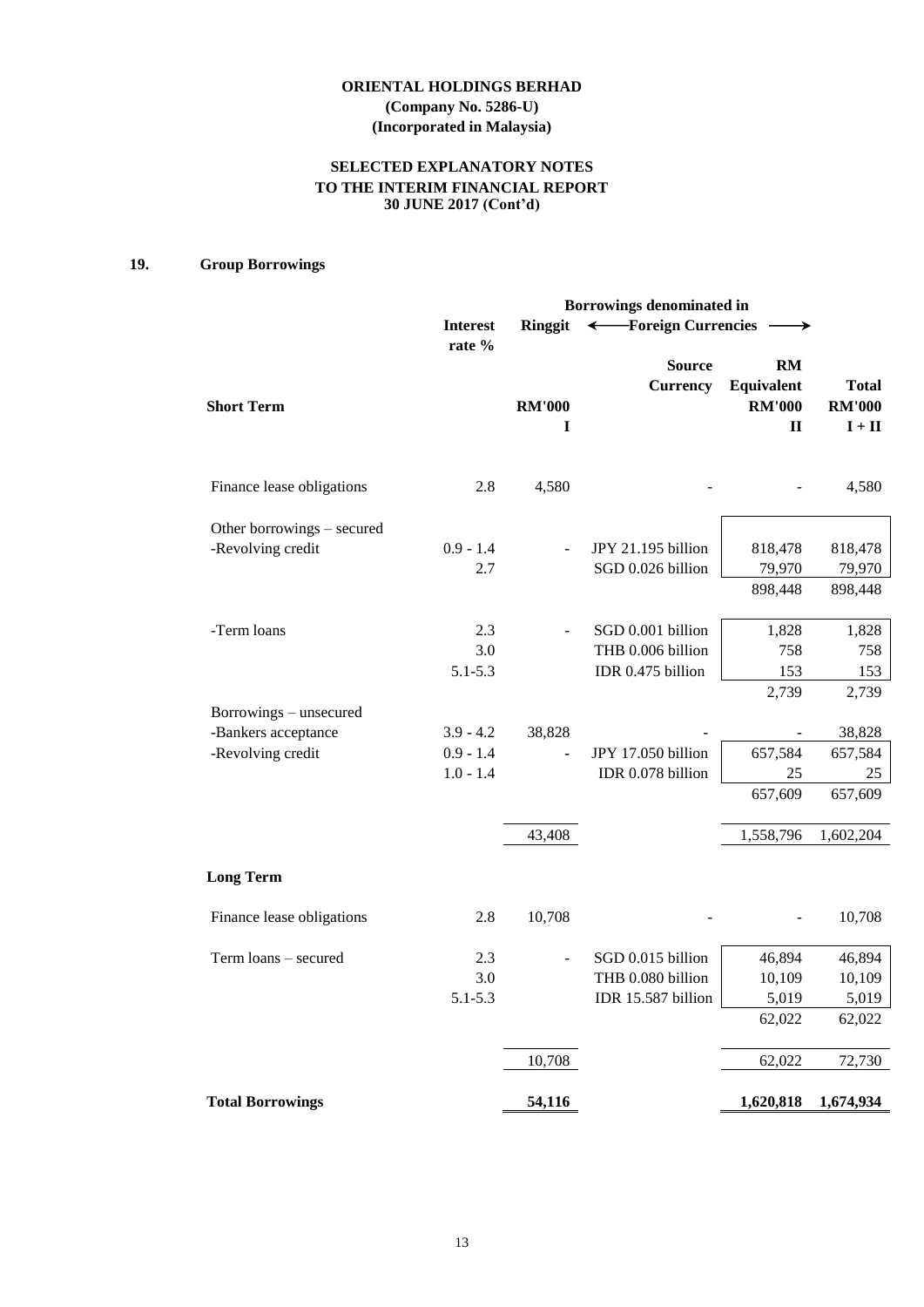**ORIENTAL HOLDINGS BERHAD**
**(Company No. 5286-U)**
**(Incorporated in Malaysia)**

**SELECTED EXPLANATORY NOTES**
**TO THE INTERIM FINANCIAL REPORT**
**30 JUNE 2017 (Cont'd)**

## 19. Group Borrowings

| | Interest rate % | Borrowings denominated in Ringgit | Foreign Currencies | | |
|---|---|---|---|---|---|
| | | | Source Currency | RM Equivalent | Total |
| **Short Term** | | **RM'000** | | **RM'000** | **RM'000** |
| | | **I** | | **II** | **I + II** |
| Finance lease obligations | 2.8 | 4,580 | - | - | 4,580 |
| Other borrowings – secured | | | | | |
| -Revolving credit | 0.9 - 1.4 | - | JPY 21.195 billion | 818,478 | 818,478 |
| | 2.7 | | SGD 0.026 billion | 79,970 | 79,970 |
| | | | | 898,448 | 898,448 |
| -Term loans | 2.3 | - | SGD 0.001 billion | 1,828 | 1,828 |
| | 3.0 | | THB 0.006 billion | 758 | 758 |
| | 5.1-5.3 | | IDR 0.475 billion | 153 | 153 |
| | | | | 2,739 | 2,739 |
| Borrowings – unsecured | | | | | |
| -Bankers acceptance | 3.9 - 4.2 | 38,828 | - | - | 38,828 |
| -Revolving credit | 0.9 - 1.4 | - | JPY 17.050 billion | 657,584 | 657,584 |
| | 1.0 - 1.4 | | IDR 0.078 billion | 25 | 25 |
| | | | | 657,609 | 657,609 |
| | | 43,408 | | 1,558,796 | 1,602,204 |
| **Long Term** | | | | | |
| Finance lease obligations | 2.8 | 10,708 | - | - | 10,708 |
| Term loans – secured | 2.3 | - | SGD 0.015 billion | 46,894 | 46,894 |
| | 3.0 | | THB 0.080 billion | 10,109 | 10,109 |
| | 5.1-5.3 | | IDR 15.587 billion | 5,019 | 5,019 |
| | | | | 62,022 | 62,022 |
| | | 10,708 | | 62,022 | 72,730 |
| **Total Borrowings** | | **54,116** | | **1,620,818** | **1,674,934** |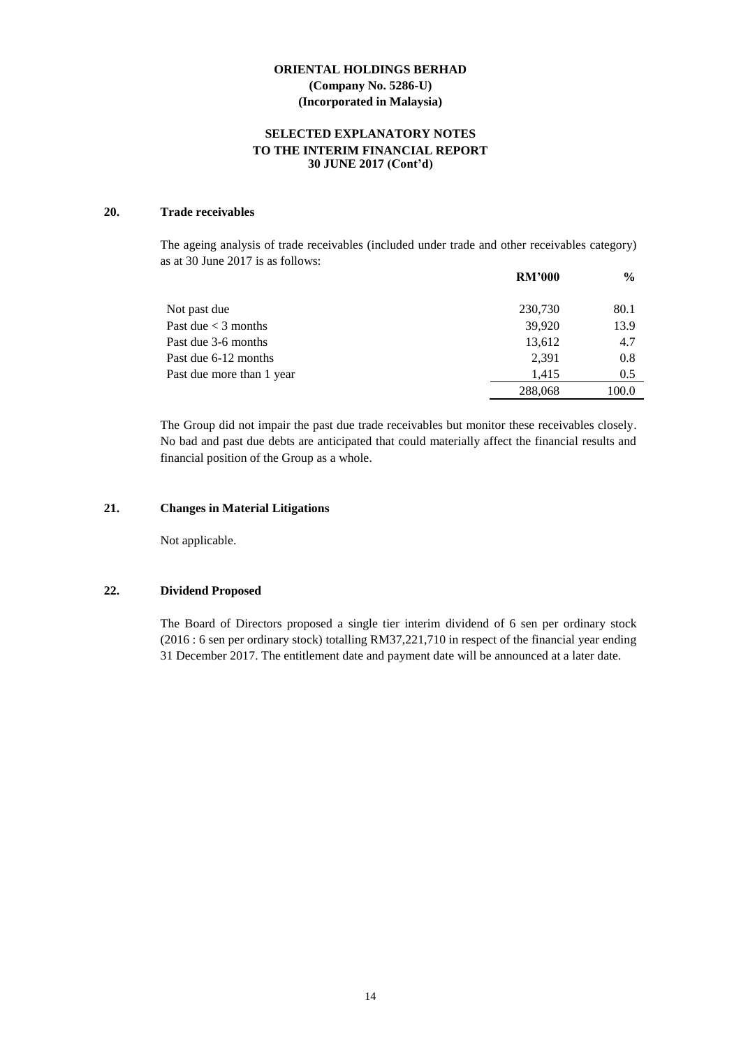**ORIENTAL HOLDINGS BERHAD**
**(Company No. 5286-U)**
**(Incorporated in Malaysia)**

**SELECTED EXPLANATORY NOTES**
**TO THE INTERIM FINANCIAL REPORT**
**30 JUNE 2017 (Cont'd)**

## 20. Trade receivables

The ageing analysis of trade receivables (included under trade and other receivables category) as at 30 June 2017 is as follows:

| | RM'000 | % |
|---|---|---|
| Not past due | 230,730 | 80.1 |
| Past due < 3 months | 39,920 | 13.9 |
| Past due 3-6 months | 13,612 | 4.7 |
| Past due 6-12 months | 2,391 | 0.8 |
| Past due more than 1 year | 1,415 | 0.5 |
| | 288,068 | 100.0 |

The Group did not impair the past due trade receivables but monitor these receivables closely. No bad and past due debts are anticipated that could materially affect the financial results and financial position of the Group as a whole.

## 21. Changes in Material Litigations

Not applicable.

## 22. Dividend Proposed

The Board of Directors proposed a single tier interim dividend of 6 sen per ordinary stock (2016 : 6 sen per ordinary stock) totalling RM37,221,710 in respect of the financial year ending 31 December 2017. The entitlement date and payment date will be announced at a later date.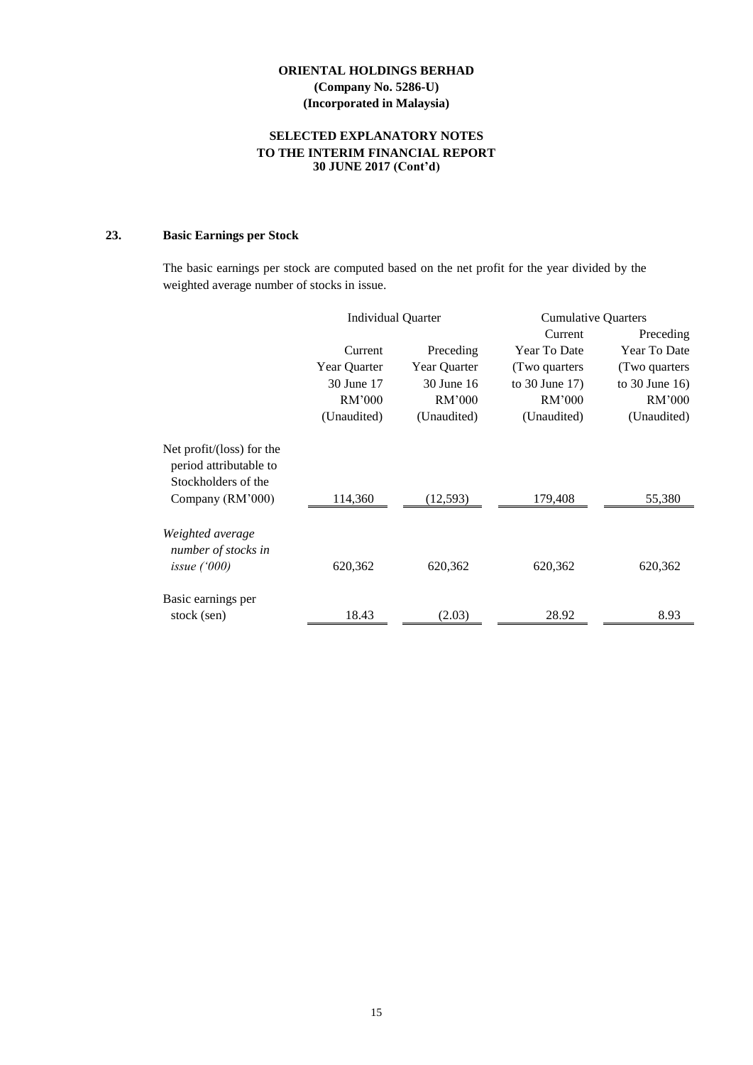**ORIENTAL HOLDINGS BERHAD**
**(Company No. 5286-U)**
**(Incorporated in Malaysia)**

**SELECTED EXPLANATORY NOTES**
**TO THE INTERIM FINANCIAL REPORT**
**30 JUNE 2017 (Cont'd)**

## 23. Basic Earnings per Stock

The basic earnings per stock are computed based on the net profit for the year divided by the weighted average number of stocks in issue.

| | Individual Quarter | | Cumulative Quarters | |
|---|---|---|---|---|
| | Current Year Quarter 30 June 17 RM'000 (Unaudited) | Preceding Year Quarter 30 June 16 RM'000 (Unaudited) | Current Year To Date (Two quarters to 30 June 17) RM'000 (Unaudited) | Preceding Year To Date (Two quarters to 30 June 16) RM'000 (Unaudited) |
| Net profit/(loss) for the period attributable to Stockholders of the Company (RM'000) | 114,360 | (12,593) | 179,408 | 55,380 |
| *Weighted average number of stocks in issue ('000)* | 620,362 | 620,362 | 620,362 | 620,362 |
| Basic earnings per stock (sen) | 18.43 | (2.03) | 28.92 | 8.93 |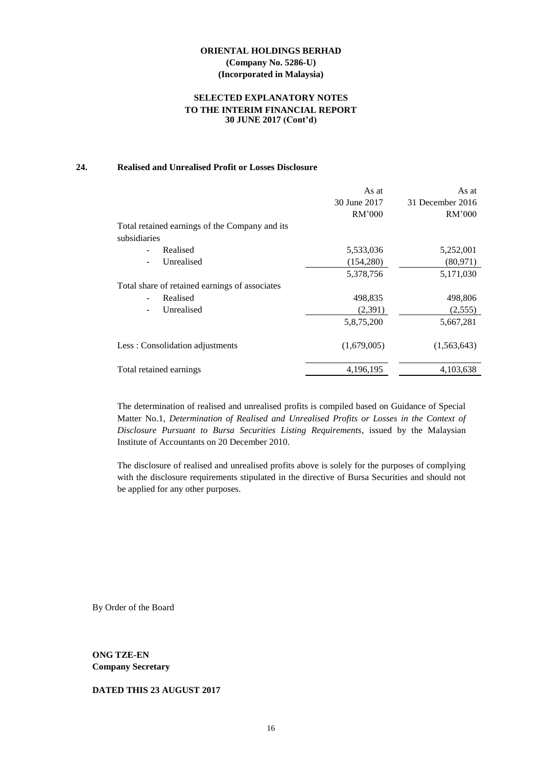**ORIENTAL HOLDINGS BERHAD**
**(Company No. 5286-U)**
**(Incorporated in Malaysia)**

**SELECTED EXPLANATORY NOTES**
**TO THE INTERIM FINANCIAL REPORT**
**30 JUNE 2017 (Cont'd)**

## 24. Realised and Unrealised Profit or Losses Disclosure

| | As at 30 June 2017 RM'000 | As at 31 December 2016 RM'000 |
|---|---|---|
| Total retained earnings of the Company and its subsidiaries | | |
| - Realised | 5,533,036 | 5,252,001 |
| - Unrealised | (154,280) | (80,971) |
| | 5,378,756 | 5,171,030 |
| Total share of retained earnings of associates | | |
| - Realised | 498,835 | 498,806 |
| - Unrealised | (2,391) | (2,555) |
| | 5,8,75,200 | 5,667,281 |
| Less : Consolidation adjustments | (1,679,005) | (1,563,643) |
| Total retained earnings | 4,196,195 | 4,103,638 |

The determination of realised and unrealised profits is compiled based on Guidance of Special Matter No.1, *Determination of Realised and Unrealised Profits or Losses in the Context of Disclosure Pursuant to Bursa Securities Listing Requirements*, issued by the Malaysian Institute of Accountants on 20 December 2010.

The disclosure of realised and unrealised profits above is solely for the purposes of complying with the disclosure requirements stipulated in the directive of Bursa Securities and should not be applied for any other purposes.

By Order of the Board

**ONG TZE-EN**
**Company Secretary**

**DATED THIS 23 AUGUST 2017**